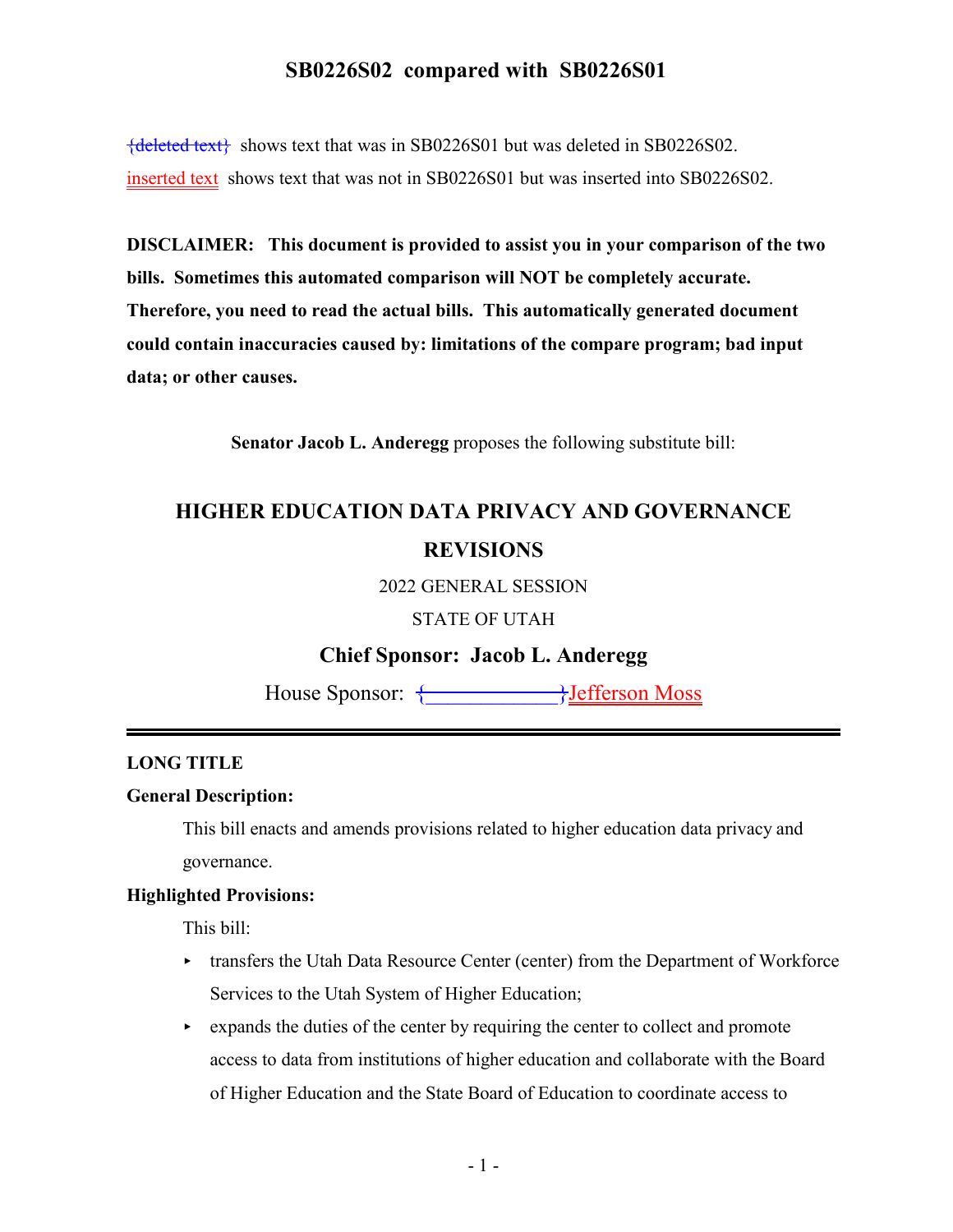# SB0226S02 compared with SB0226S01

{deleted text} shows text that was in SB0226S01 but was deleted in SB0226S02.

inserted text shows text that was not in SB0226S01 but was inserted into SB0226S02.

**DISCLAIMER: This document is provided to assist you in your comparison of the two bills. Sometimes this automated comparison will NOT be completely accurate. Therefore, you need to read the actual bills. This automatically generated document could contain inaccuracies caused by: limitations of the compare program; bad input data; or other causes.**

**Senator Jacob L. Anderegg** proposes the following substitute bill:

## HIGHER EDUCATION DATA PRIVACY AND GOVERNANCE REVISIONS

2022 GENERAL SESSION

STATE OF UTAH

**Chief Sponsor: Jacob L. Anderegg**

House Sponsor: {\_\_\_\_\_\_\_\_\_\_\_\_\_\_}Jefferson Moss

**LONG TITLE**

**General Description:**

This bill enacts and amends provisions related to higher education data privacy and governance.

**Highlighted Provisions:**

This bill:

- transfers the Utah Data Resource Center (center) from the Department of Workforce Services to the Utah System of Higher Education;
- expands the duties of the center by requiring the center to collect and promote access to data from institutions of higher education and collaborate with the Board of Higher Education and the State Board of Education to coordinate access to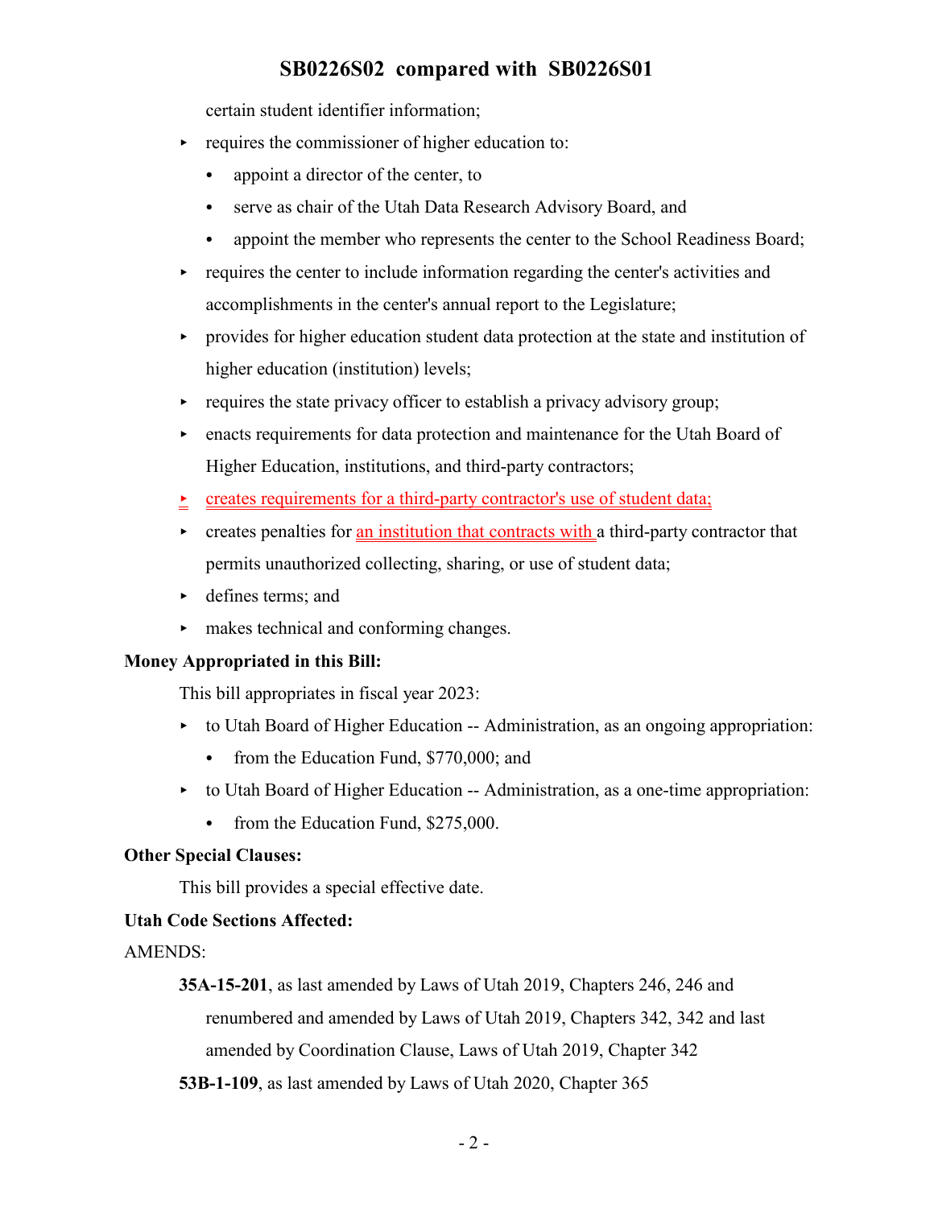certain student identifier information;

- requires the commissioner of higher education to:
  - appoint a director of the center, to
  - serve as chair of the Utah Data Research Advisory Board, and
  - appoint the member who represents the center to the School Readiness Board;
- requires the center to include information regarding the center's activities and accomplishments in the center's annual report to the Legislature;
- provides for higher education student data protection at the state and institution of higher education (institution) levels;
- requires the state privacy officer to establish a privacy advisory group;
- enacts requirements for data protection and maintenance for the Utah Board of Higher Education, institutions, and third-party contractors;
- creates requirements for a third-party contractor's use of student data;
- creates penalties for an institution that contracts with a third-party contractor that permits unauthorized collecting, sharing, or use of student data;
- defines terms; and
- makes technical and conforming changes.

**Money Appropriated in this Bill:**

This bill appropriates in fiscal year 2023:

- to Utah Board of Higher Education -- Administration, as an ongoing appropriation:
  - from the Education Fund, $770,000; and
- to Utah Board of Higher Education -- Administration, as a one-time appropriation:
  - from the Education Fund, $275,000.

**Other Special Clauses:**

This bill provides a special effective date.

**Utah Code Sections Affected:**

AMENDS:

**35A-15-201**, as last amended by Laws of Utah 2019, Chapters 246, 246 and renumbered and amended by Laws of Utah 2019, Chapters 342, 342 and last amended by Coordination Clause, Laws of Utah 2019, Chapter 342

**53B-1-109**, as last amended by Laws of Utah 2020, Chapter 365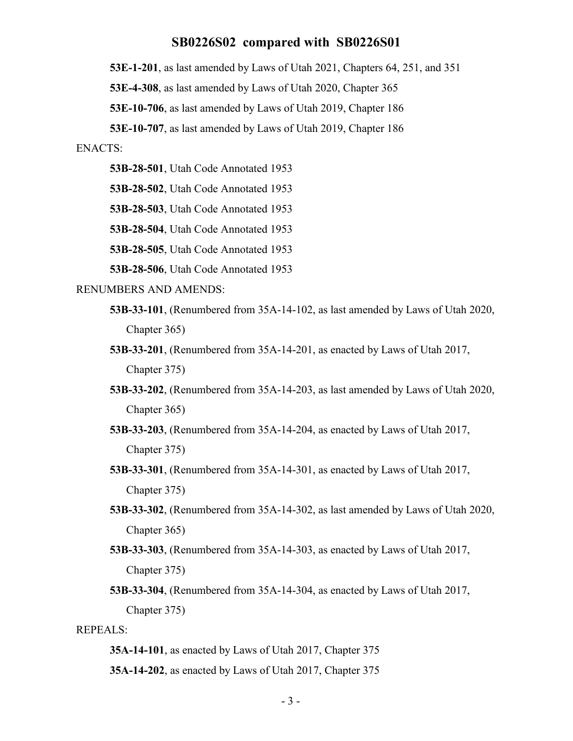**53E-1-201**, as last amended by Laws of Utah 2021, Chapters 64, 251, and 351

**53E-4-308**, as last amended by Laws of Utah 2020, Chapter 365

**53E-10-706**, as last amended by Laws of Utah 2019, Chapter 186

**53E-10-707**, as last amended by Laws of Utah 2019, Chapter 186

ENACTS:

**53B-28-501**, Utah Code Annotated 1953

**53B-28-502**, Utah Code Annotated 1953

**53B-28-503**, Utah Code Annotated 1953

**53B-28-504**, Utah Code Annotated 1953

**53B-28-505**, Utah Code Annotated 1953

**53B-28-506**, Utah Code Annotated 1953

RENUMBERS AND AMENDS:

**53B-33-101**, (Renumbered from 35A-14-102, as last amended by Laws of Utah 2020, Chapter 365)

**53B-33-201**, (Renumbered from 35A-14-201, as enacted by Laws of Utah 2017, Chapter 375)

**53B-33-202**, (Renumbered from 35A-14-203, as last amended by Laws of Utah 2020, Chapter 365)

**53B-33-203**, (Renumbered from 35A-14-204, as enacted by Laws of Utah 2017, Chapter 375)

**53B-33-301**, (Renumbered from 35A-14-301, as enacted by Laws of Utah 2017, Chapter 375)

**53B-33-302**, (Renumbered from 35A-14-302, as last amended by Laws of Utah 2020, Chapter 365)

**53B-33-303**, (Renumbered from 35A-14-303, as enacted by Laws of Utah 2017, Chapter 375)

**53B-33-304**, (Renumbered from 35A-14-304, as enacted by Laws of Utah 2017, Chapter 375)

REPEALS:

**35A-14-101**, as enacted by Laws of Utah 2017, Chapter 375

**35A-14-202**, as enacted by Laws of Utah 2017, Chapter 375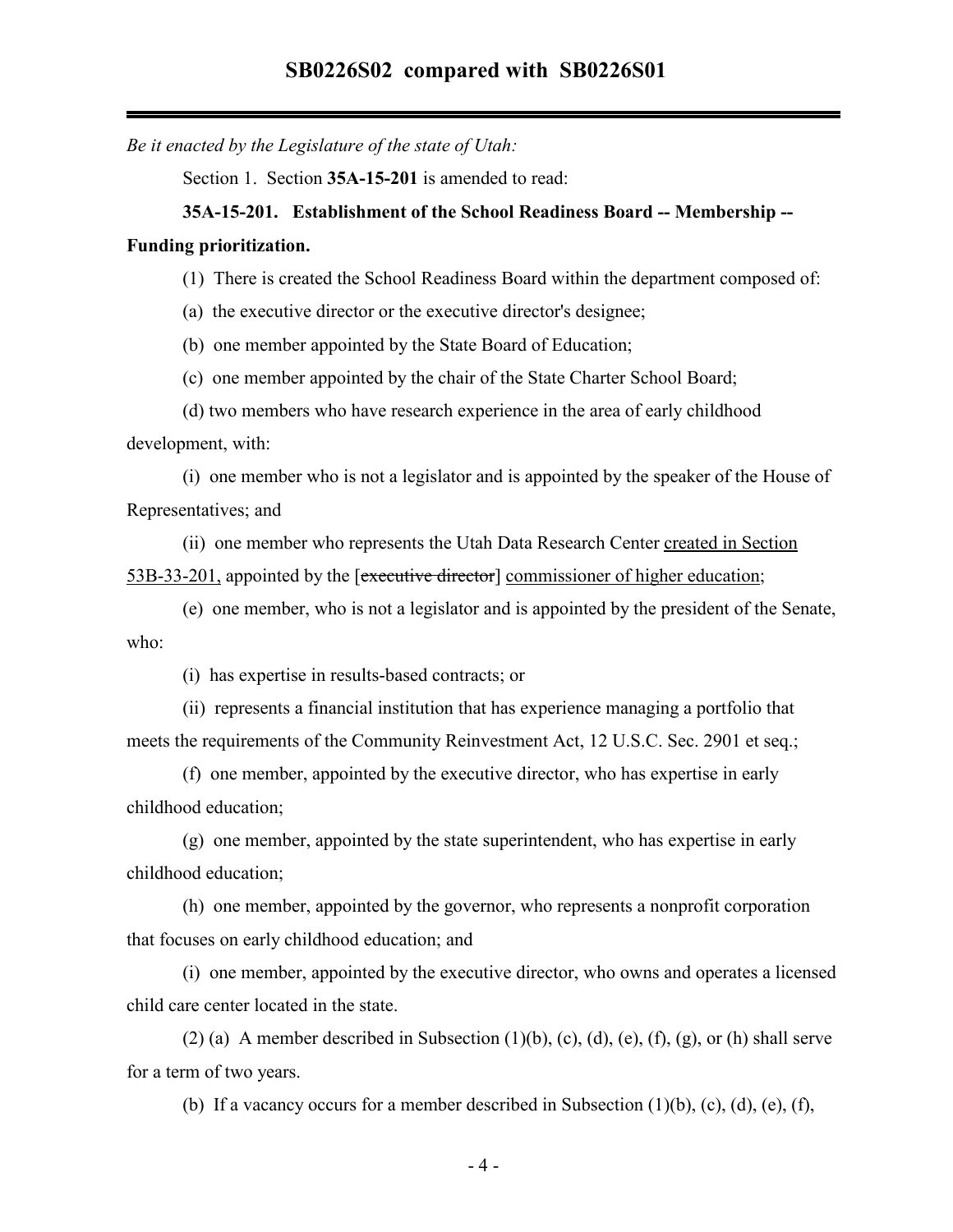*Be it enacted by the Legislature of the state of Utah:*

Section 1. Section **35A-15-201** is amended to read:

**35A-15-201. Establishment of the School Readiness Board -- Membership -- Funding prioritization.**

(1) There is created the School Readiness Board within the department composed of:

(a) the executive director or the executive director's designee;

(b) one member appointed by the State Board of Education;

(c) one member appointed by the chair of the State Charter School Board;

(d) two members who have research experience in the area of early childhood development, with:

(i) one member who is not a legislator and is appointed by the speaker of the House of Representatives; and

(ii) one member who represents the Utah Data Research Center created in Section 53B-33-201, appointed by the [~~executive director~~] commissioner of higher education;

(e) one member, who is not a legislator and is appointed by the president of the Senate, who:

(i) has expertise in results-based contracts; or

(ii) represents a financial institution that has experience managing a portfolio that meets the requirements of the Community Reinvestment Act, 12 U.S.C. Sec. 2901 et seq.;

(f) one member, appointed by the executive director, who has expertise in early childhood education;

(g) one member, appointed by the state superintendent, who has expertise in early childhood education;

(h) one member, appointed by the governor, who represents a nonprofit corporation that focuses on early childhood education; and

(i) one member, appointed by the executive director, who owns and operates a licensed child care center located in the state.

(2) (a) A member described in Subsection (1)(b), (c), (d), (e), (f), (g), or (h) shall serve for a term of two years.

(b) If a vacancy occurs for a member described in Subsection (1)(b), (c), (d), (e), (f),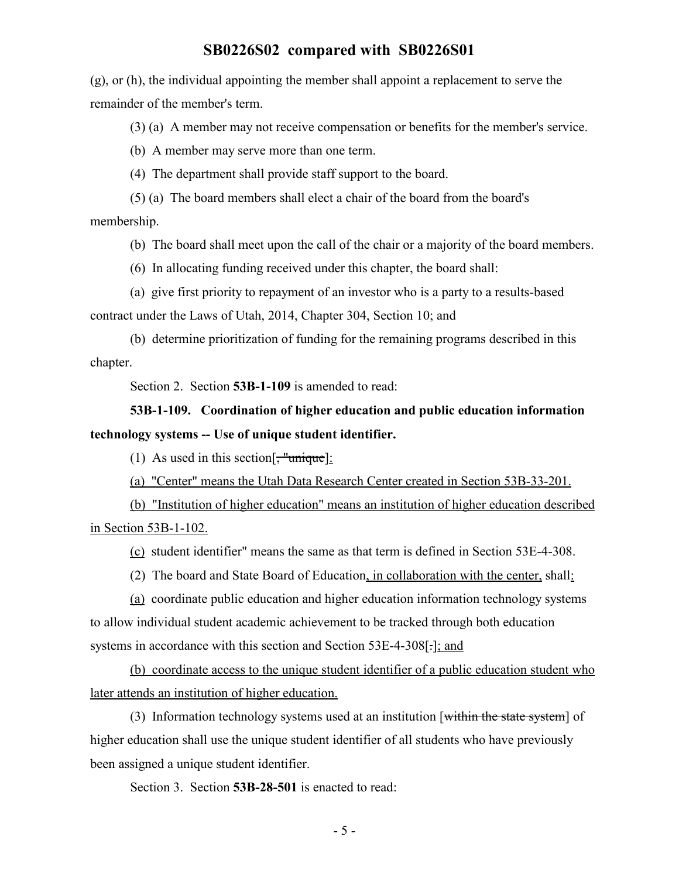(g), or (h), the individual appointing the member shall appoint a replacement to serve the remainder of the member's term.

(3) (a) A member may not receive compensation or benefits for the member's service.

(b) A member may serve more than one term.

(4) The department shall provide staff support to the board.

(5) (a) The board members shall elect a chair of the board from the board's membership.

(b) The board shall meet upon the call of the chair or a majority of the board members.

(6) In allocating funding received under this chapter, the board shall:

(a) give first priority to repayment of an investor who is a party to a results-based contract under the Laws of Utah, 2014, Chapter 304, Section 10; and

(b) determine prioritization of funding for the remaining programs described in this chapter.

Section 2. Section **53B-1-109** is amended to read:

**53B-1-109. Coordination of higher education and public education information technology systems -- Use of unique student identifier.**

(1) As used in this section[~~, "unique~~]:

(a) "Center" means the Utah Data Research Center created in Section 53B-33-201.

(b) "Institution of higher education" means an institution of higher education described in Section 53B-1-102.

(c) student identifier" means the same as that term is defined in Section 53E-4-308.

(2) The board and State Board of Education, in collaboration with the center, shall:

(a) coordinate public education and higher education information technology systems to allow individual student academic achievement to be tracked through both education systems in accordance with this section and Section 53E-4-308[.]; and

(b) coordinate access to the unique student identifier of a public education student who later attends an institution of higher education.

(3) Information technology systems used at an institution [~~within the state system~~] of higher education shall use the unique student identifier of all students who have previously been assigned a unique student identifier.

Section 3. Section **53B-28-501** is enacted to read: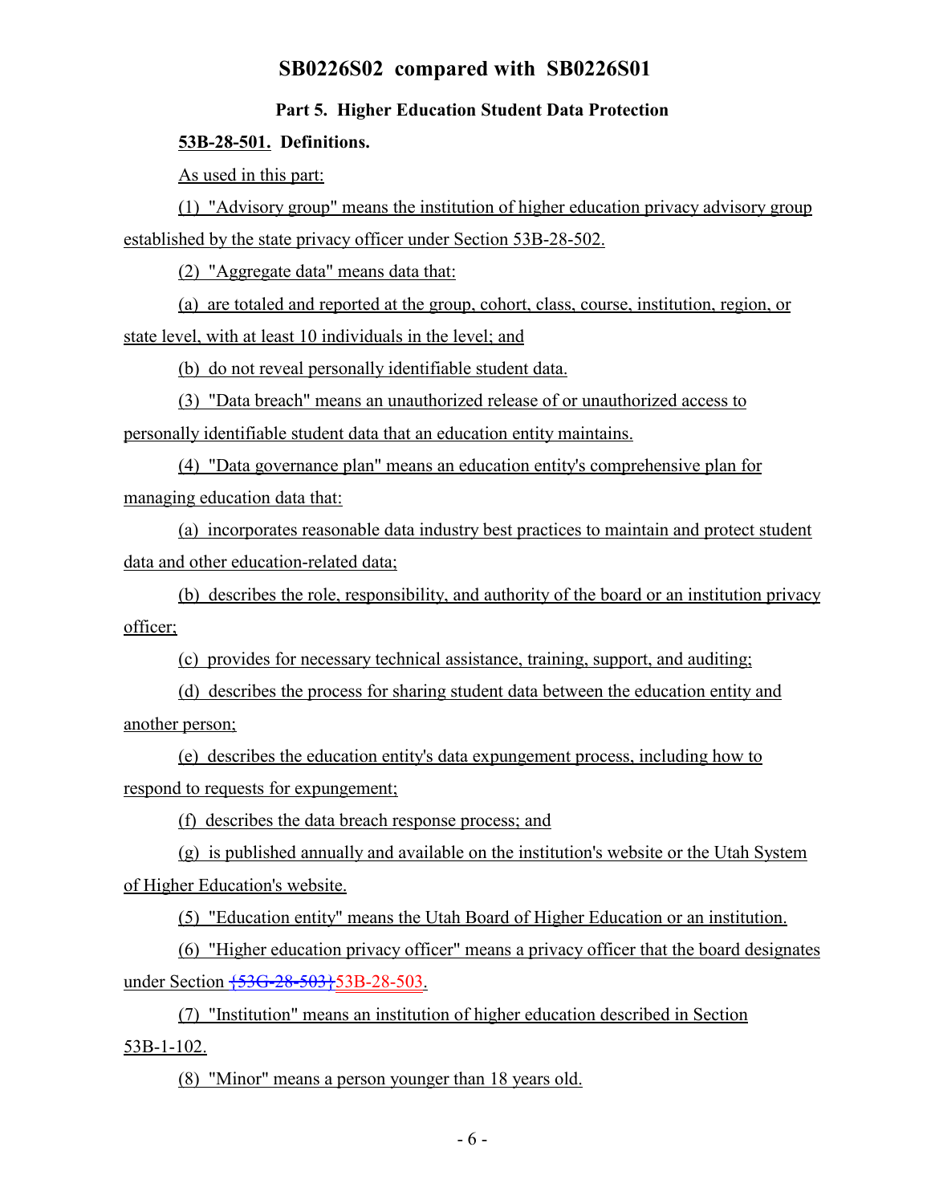**Part 5. Higher Education Student Data Protection**

**53B-28-501. Definitions.**

As used in this part:

(1) "Advisory group" means the institution of higher education privacy advisory group established by the state privacy officer under Section 53B-28-502.

(2) "Aggregate data" means data that:

(a) are totaled and reported at the group, cohort, class, course, institution, region, or state level, with at least 10 individuals in the level; and

(b) do not reveal personally identifiable student data.

(3) "Data breach" means an unauthorized release of or unauthorized access to personally identifiable student data that an education entity maintains.

(4) "Data governance plan" means an education entity's comprehensive plan for managing education data that:

(a) incorporates reasonable data industry best practices to maintain and protect student data and other education-related data;

(b) describes the role, responsibility, and authority of the board or an institution privacy officer;

(c) provides for necessary technical assistance, training, support, and auditing;

(d) describes the process for sharing student data between the education entity and another person;

(e) describes the education entity's data expungement process, including how to respond to requests for expungement;

(f) describes the data breach response process; and

(g) is published annually and available on the institution's website or the Utah System of Higher Education's website.

(5) "Education entity" means the Utah Board of Higher Education or an institution.

(6) "Higher education privacy officer" means a privacy officer that the board designates under Section ~~{53G-28-503}~~53B-28-503.

(7) "Institution" means an institution of higher education described in Section 53B-1-102.

(8) "Minor" means a person younger than 18 years old.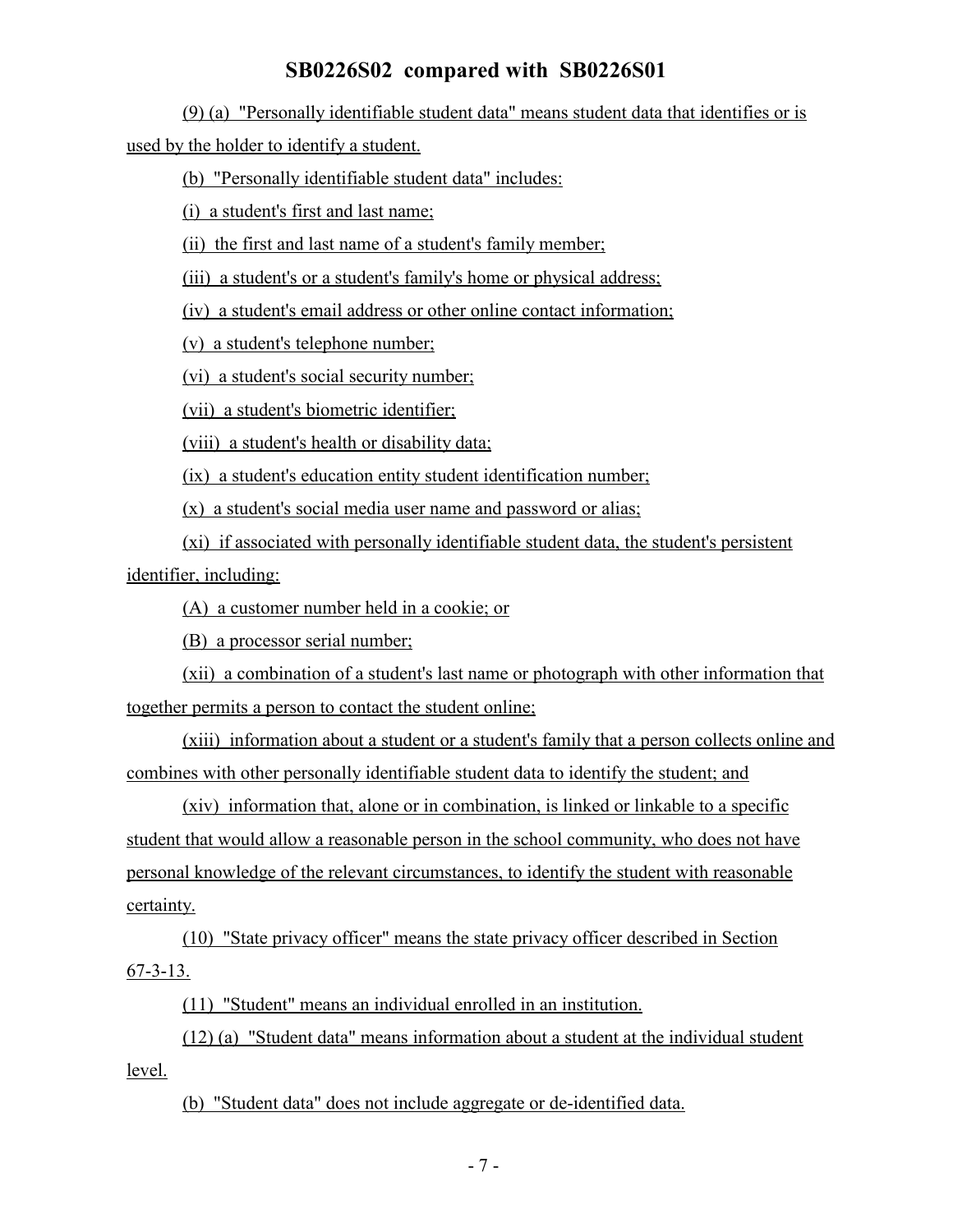(9) (a) "Personally identifiable student data" means student data that identifies or is used by the holder to identify a student.

(b) "Personally identifiable student data" includes:

(i) a student's first and last name;

(ii) the first and last name of a student's family member;

(iii) a student's or a student's family's home or physical address;

(iv) a student's email address or other online contact information;

(v) a student's telephone number;

(vi) a student's social security number;

(vii) a student's biometric identifier;

(viii) a student's health or disability data;

(ix) a student's education entity student identification number;

(x) a student's social media user name and password or alias;

(xi) if associated with personally identifiable student data, the student's persistent identifier, including:

(A) a customer number held in a cookie; or

(B) a processor serial number;

(xii) a combination of a student's last name or photograph with other information that together permits a person to contact the student online;

(xiii) information about a student or a student's family that a person collects online and combines with other personally identifiable student data to identify the student; and

(xiv) information that, alone or in combination, is linked or linkable to a specific student that would allow a reasonable person in the school community, who does not have personal knowledge of the relevant circumstances, to identify the student with reasonable certainty.

(10) "State privacy officer" means the state privacy officer described in Section 67-3-13.

(11) "Student" means an individual enrolled in an institution.

(12) (a) "Student data" means information about a student at the individual student level.

(b) "Student data" does not include aggregate or de-identified data.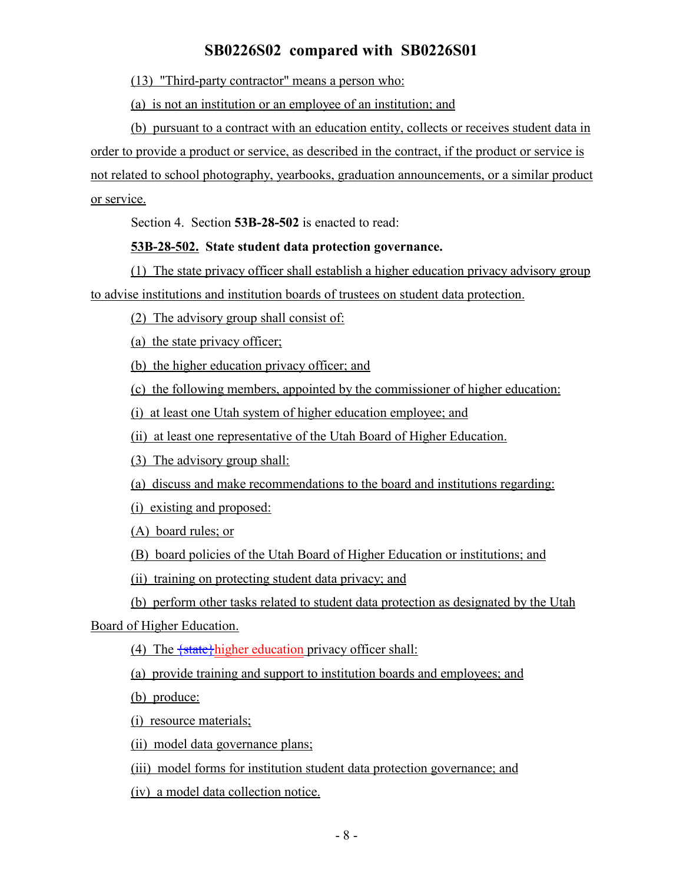(13) "Third-party contractor" means a person who:

(a) is not an institution or an employee of an institution; and

(b) pursuant to a contract with an education entity, collects or receives student data in order to provide a product or service, as described in the contract, if the product or service is not related to school photography, yearbooks, graduation announcements, or a similar product or service.

Section 4. Section **53B-28-502** is enacted to read:

**53B-28-502. State student data protection governance.**

(1) The state privacy officer shall establish a higher education privacy advisory group to advise institutions and institution boards of trustees on student data protection.

(2) The advisory group shall consist of:

(a) the state privacy officer;

(b) the higher education privacy officer; and

(c) the following members, appointed by the commissioner of higher education:

(i) at least one Utah system of higher education employee; and

(ii) at least one representative of the Utah Board of Higher Education.

(3) The advisory group shall:

(a) discuss and make recommendations to the board and institutions regarding:

(i) existing and proposed:

(A) board rules; or

(B) board policies of the Utah Board of Higher Education or institutions; and

(ii) training on protecting student data privacy; and

(b) perform other tasks related to student data protection as designated by the Utah Board of Higher Education.

(4) The {state}higher education privacy officer shall:

(a) provide training and support to institution boards and employees; and

(b) produce:

(i) resource materials;

(ii) model data governance plans;

(iii) model forms for institution student data protection governance; and

(iv) a model data collection notice.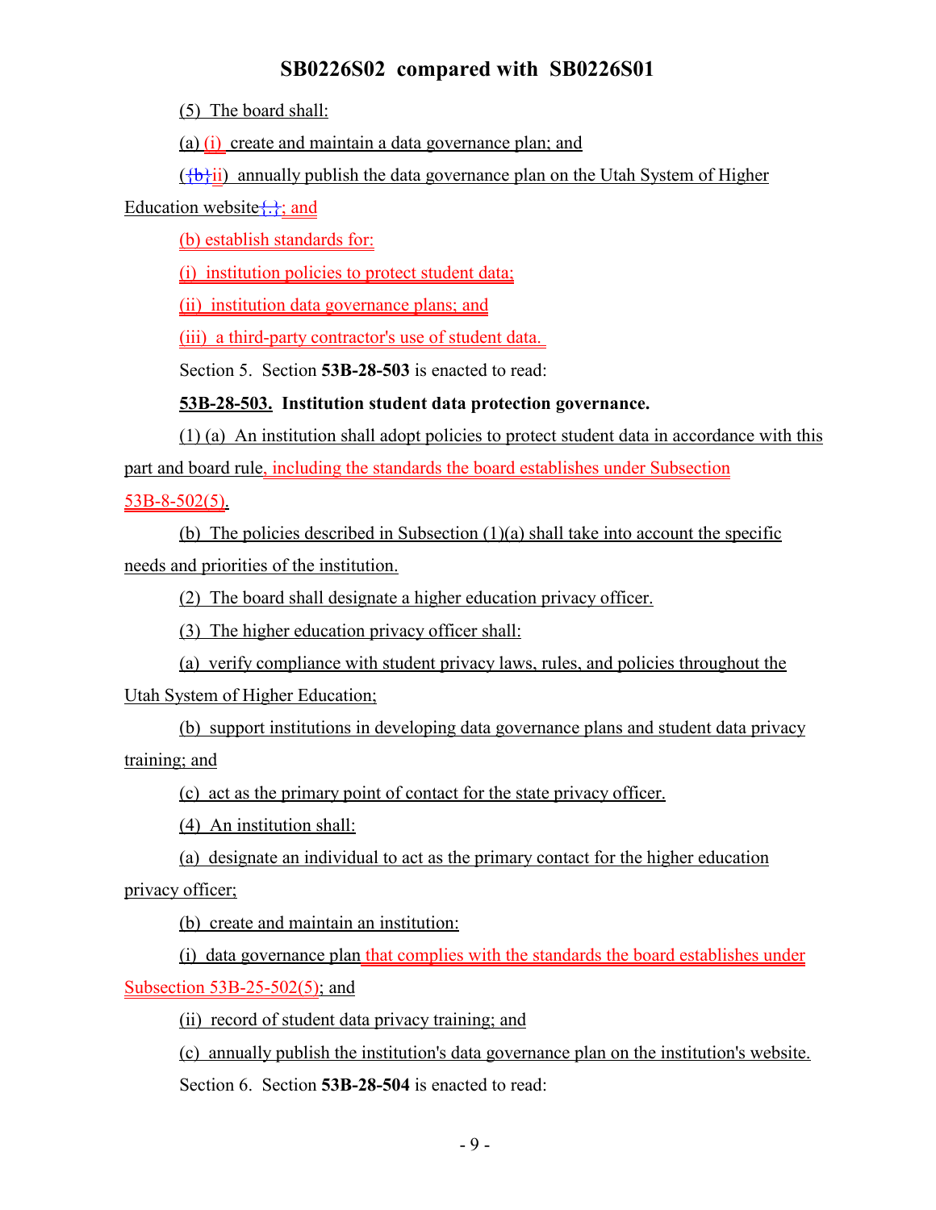(5) The board shall:

(a) (i) create and maintain a data governance plan; and

({b}ii) annually publish the data governance plan on the Utah System of Higher Education website{.}; and

(b) establish standards for:

(i) institution policies to protect student data;

(ii) institution data governance plans; and

(iii) a third-party contractor's use of student data.

Section 5. Section **53B-28-503** is enacted to read:

**53B-28-503. Institution student data protection governance.**

(1) (a) An institution shall adopt policies to protect student data in accordance with this part and board rule, including the standards the board establishes under Subsection 53B-8-502(5).

(b) The policies described in Subsection (1)(a) shall take into account the specific needs and priorities of the institution.

(2) The board shall designate a higher education privacy officer.

(3) The higher education privacy officer shall:

(a) verify compliance with student privacy laws, rules, and policies throughout the Utah System of Higher Education;

(b) support institutions in developing data governance plans and student data privacy training; and

(c) act as the primary point of contact for the state privacy officer.

(4) An institution shall:

(a) designate an individual to act as the primary contact for the higher education privacy officer;

(b) create and maintain an institution:

(i) data governance plan that complies with the standards the board establishes under Subsection 53B-25-502(5); and

(ii) record of student data privacy training; and

(c) annually publish the institution's data governance plan on the institution's website.

Section 6. Section **53B-28-504** is enacted to read: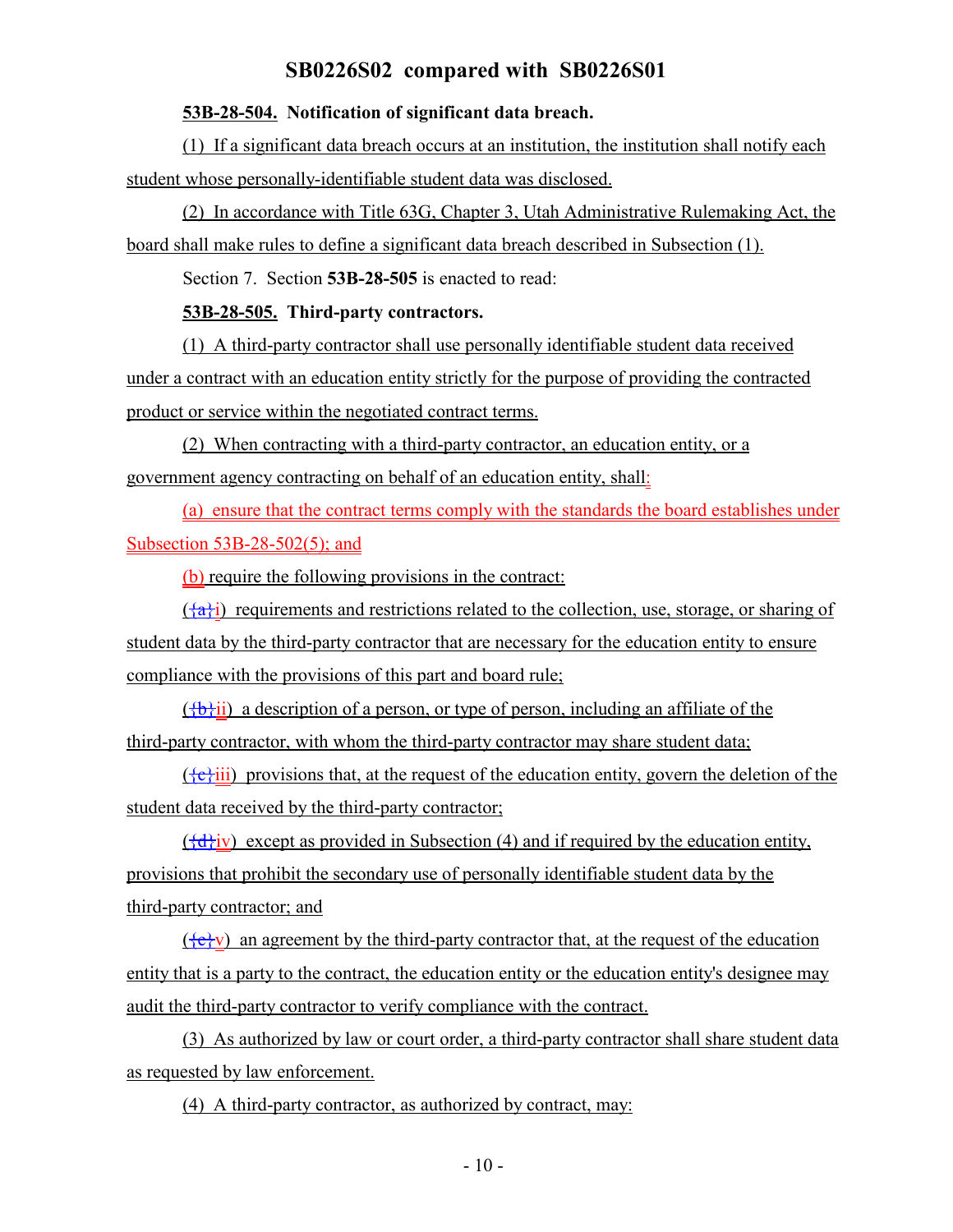**53B-28-504. Notification of significant data breach.**

(1) If a significant data breach occurs at an institution, the institution shall notify each student whose personally-identifiable student data was disclosed.

(2) In accordance with Title 63G, Chapter 3, Utah Administrative Rulemaking Act, the board shall make rules to define a significant data breach described in Subsection (1).

Section 7. Section **53B-28-505** is enacted to read:

**53B-28-505. Third-party contractors.**

(1) A third-party contractor shall use personally identifiable student data received under a contract with an education entity strictly for the purpose of providing the contracted product or service within the negotiated contract terms.

(2) When contracting with a third-party contractor, an education entity, or a government agency contracting on behalf of an education entity, shall:

(a) ensure that the contract terms comply with the standards the board establishes under Subsection 53B-28-502(5); and

(b) require the following provisions in the contract:

({a}i) requirements and restrictions related to the collection, use, storage, or sharing of student data by the third-party contractor that are necessary for the education entity to ensure compliance with the provisions of this part and board rule;

({b}ii) a description of a person, or type of person, including an affiliate of the third-party contractor, with whom the third-party contractor may share student data;

({c}iii) provisions that, at the request of the education entity, govern the deletion of the student data received by the third-party contractor;

({d}iv) except as provided in Subsection (4) and if required by the education entity, provisions that prohibit the secondary use of personally identifiable student data by the third-party contractor; and

({e}v) an agreement by the third-party contractor that, at the request of the education entity that is a party to the contract, the education entity or the education entity's designee may audit the third-party contractor to verify compliance with the contract.

(3) As authorized by law or court order, a third-party contractor shall share student data as requested by law enforcement.

(4) A third-party contractor, as authorized by contract, may: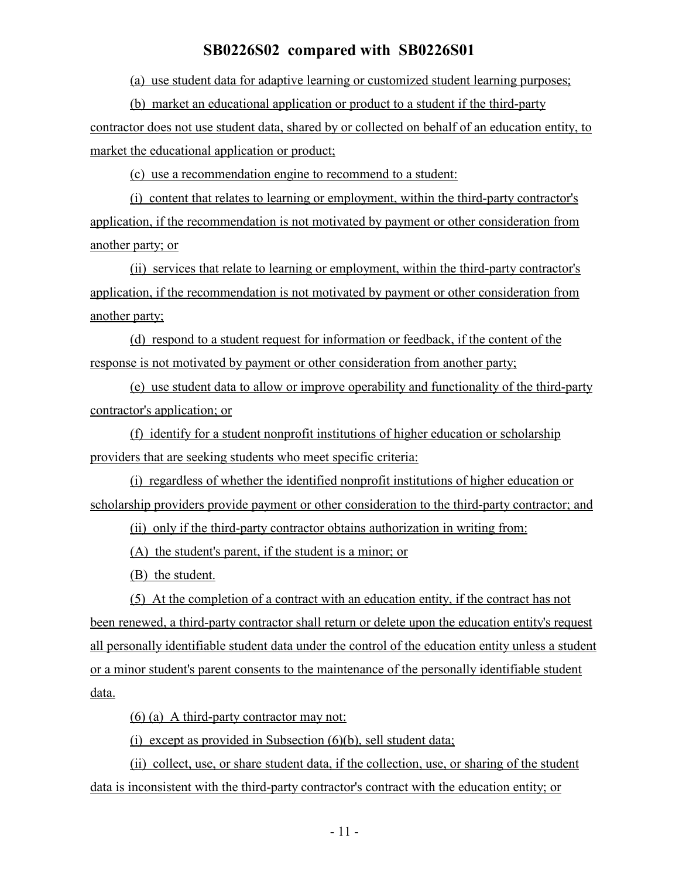(a) use student data for adaptive learning or customized student learning purposes;

(b) market an educational application or product to a student if the third-party contractor does not use student data, shared by or collected on behalf of an education entity, to market the educational application or product;

(c) use a recommendation engine to recommend to a student:

(i) content that relates to learning or employment, within the third-party contractor's application, if the recommendation is not motivated by payment or other consideration from another party; or

(ii) services that relate to learning or employment, within the third-party contractor's application, if the recommendation is not motivated by payment or other consideration from another party;

(d) respond to a student request for information or feedback, if the content of the response is not motivated by payment or other consideration from another party;

(e) use student data to allow or improve operability and functionality of the third-party contractor's application; or

(f) identify for a student nonprofit institutions of higher education or scholarship providers that are seeking students who meet specific criteria:

(i) regardless of whether the identified nonprofit institutions of higher education or scholarship providers provide payment or other consideration to the third-party contractor; and

(ii) only if the third-party contractor obtains authorization in writing from:

(A) the student's parent, if the student is a minor; or

(B) the student.

(5) At the completion of a contract with an education entity, if the contract has not been renewed, a third-party contractor shall return or delete upon the education entity's request all personally identifiable student data under the control of the education entity unless a student or a minor student's parent consents to the maintenance of the personally identifiable student data.

(6) (a) A third-party contractor may not:

(i) except as provided in Subsection (6)(b), sell student data;

(ii) collect, use, or share student data, if the collection, use, or sharing of the student data is inconsistent with the third-party contractor's contract with the education entity; or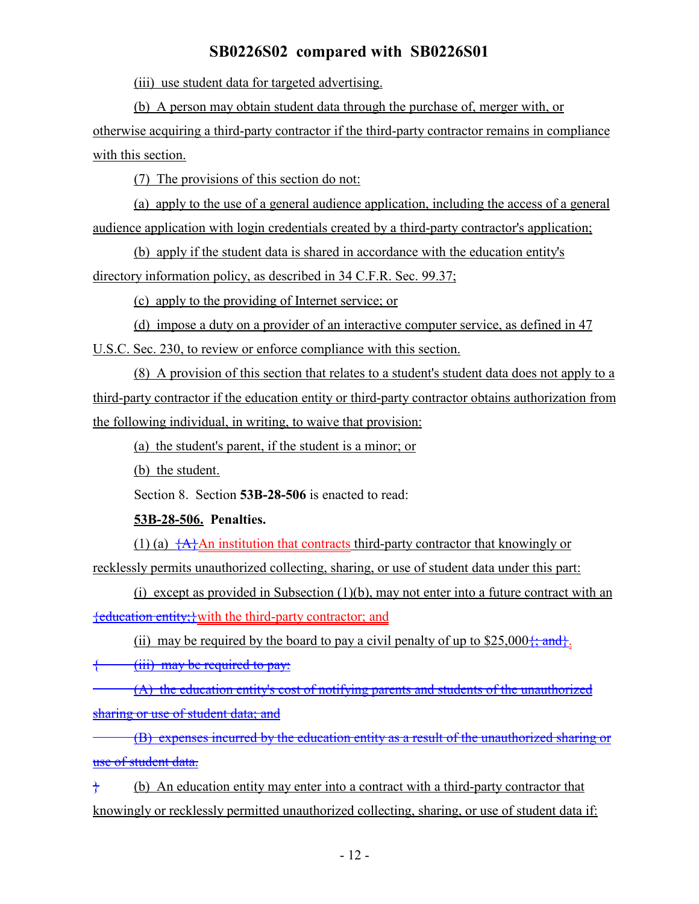(iii) use student data for targeted advertising.

(b) A person may obtain student data through the purchase of, merger with, or otherwise acquiring a third-party contractor if the third-party contractor remains in compliance with this section.

(7) The provisions of this section do not:

(a) apply to the use of a general audience application, including the access of a general audience application with login credentials created by a third-party contractor's application;

(b) apply if the student data is shared in accordance with the education entity's directory information policy, as described in 34 C.F.R. Sec. 99.37;

(c) apply to the providing of Internet service; or

(d) impose a duty on a provider of an interactive computer service, as defined in 47 U.S.C. Sec. 230, to review or enforce compliance with this section.

(8) A provision of this section that relates to a student's student data does not apply to a third-party contractor if the education entity or third-party contractor obtains authorization from the following individual, in writing, to waive that provision:

(a) the student's parent, if the student is a minor; or

(b) the student.

Section 8. Section **53B-28-506** is enacted to read:

**53B-28-506. Penalties.**

(1) (a) {A}An institution that contracts third-party contractor that knowingly or recklessly permits unauthorized collecting, sharing, or use of student data under this part:

(i) except as provided in Subsection (1)(b), may not enter into a future contract with an {education entity;}with the third-party contractor; and

(ii) may be required by the board to pay a civil penalty of up to $25,000{; and}.

{ (iii) may be required to pay:

(A) the education entity's cost of notifying parents and students of the unauthorized sharing or use of student data; and

(B) expenses incurred by the education entity as a result of the unauthorized sharing or use of student data.

} (b) An education entity may enter into a contract with a third-party contractor that knowingly or recklessly permitted unauthorized collecting, sharing, or use of student data if: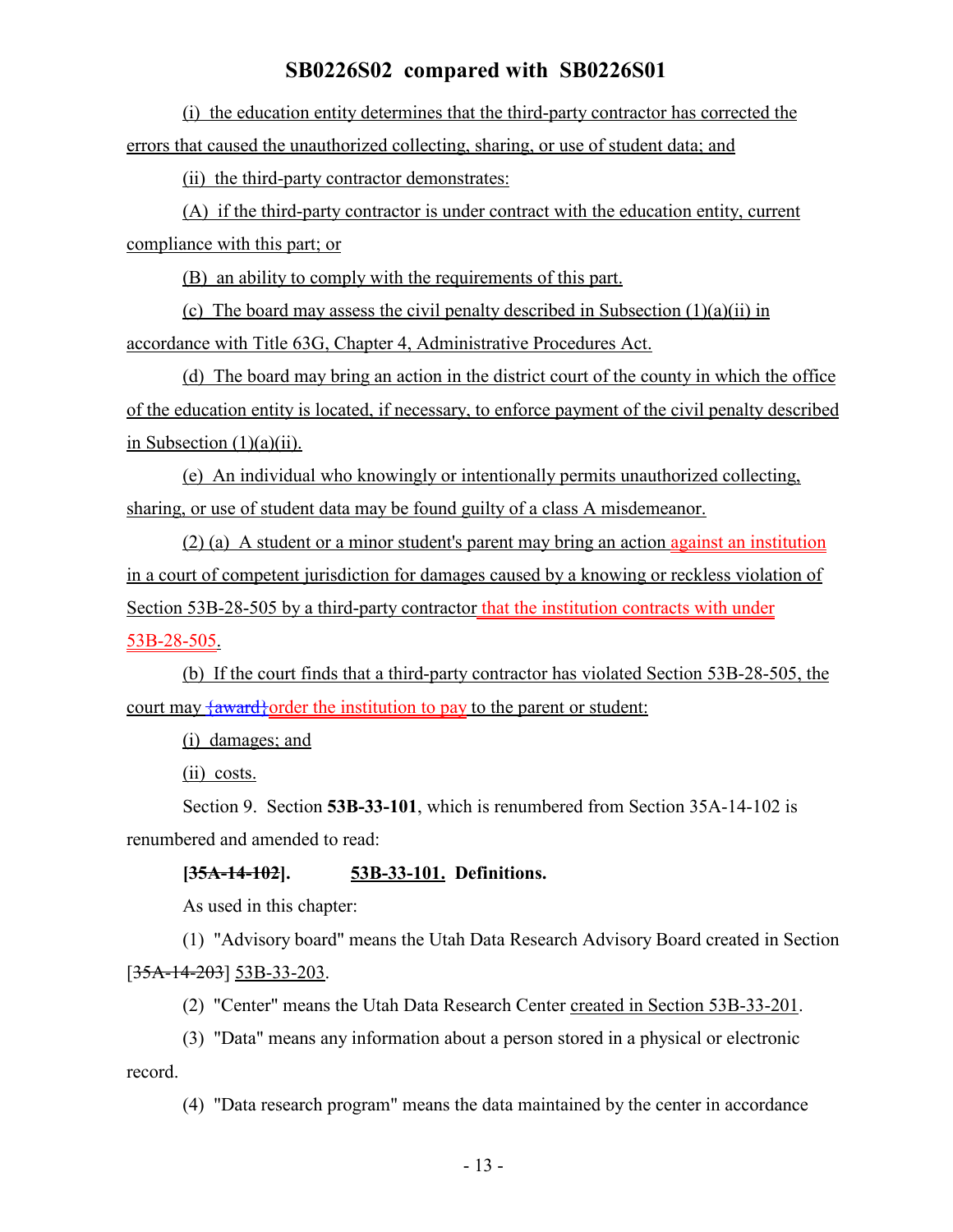(i) the education entity determines that the third-party contractor has corrected the errors that caused the unauthorized collecting, sharing, or use of student data; and

(ii) the third-party contractor demonstrates:

(A) if the third-party contractor is under contract with the education entity, current compliance with this part; or

(B) an ability to comply with the requirements of this part.

(c) The board may assess the civil penalty described in Subsection (1)(a)(ii) in accordance with Title 63G, Chapter 4, Administrative Procedures Act.

(d) The board may bring an action in the district court of the county in which the office of the education entity is located, if necessary, to enforce payment of the civil penalty described in Subsection (1)(a)(ii).

(e) An individual who knowingly or intentionally permits unauthorized collecting, sharing, or use of student data may be found guilty of a class A misdemeanor.

(2) (a) A student or a minor student's parent may bring an action against an institution in a court of competent jurisdiction for damages caused by a knowing or reckless violation of Section 53B-28-505 by a third-party contractor that the institution contracts with under 53B-28-505.

(b) If the court finds that a third-party contractor has violated Section 53B-28-505, the court may ~~{award}~~order the institution to pay to the parent or student:

(i) damages; and

(ii) costs.

Section 9. Section **53B-33-101**, which is renumbered from Section 35A-14-102 is renumbered and amended to read:

**[~~35A-14-102~~]. 53B-33-101. Definitions.**

As used in this chapter:

(1) "Advisory board" means the Utah Data Research Advisory Board created in Section [~~35A-14-203~~] 53B-33-203.

(2) "Center" means the Utah Data Research Center created in Section 53B-33-201.

(3) "Data" means any information about a person stored in a physical or electronic record.

(4) "Data research program" means the data maintained by the center in accordance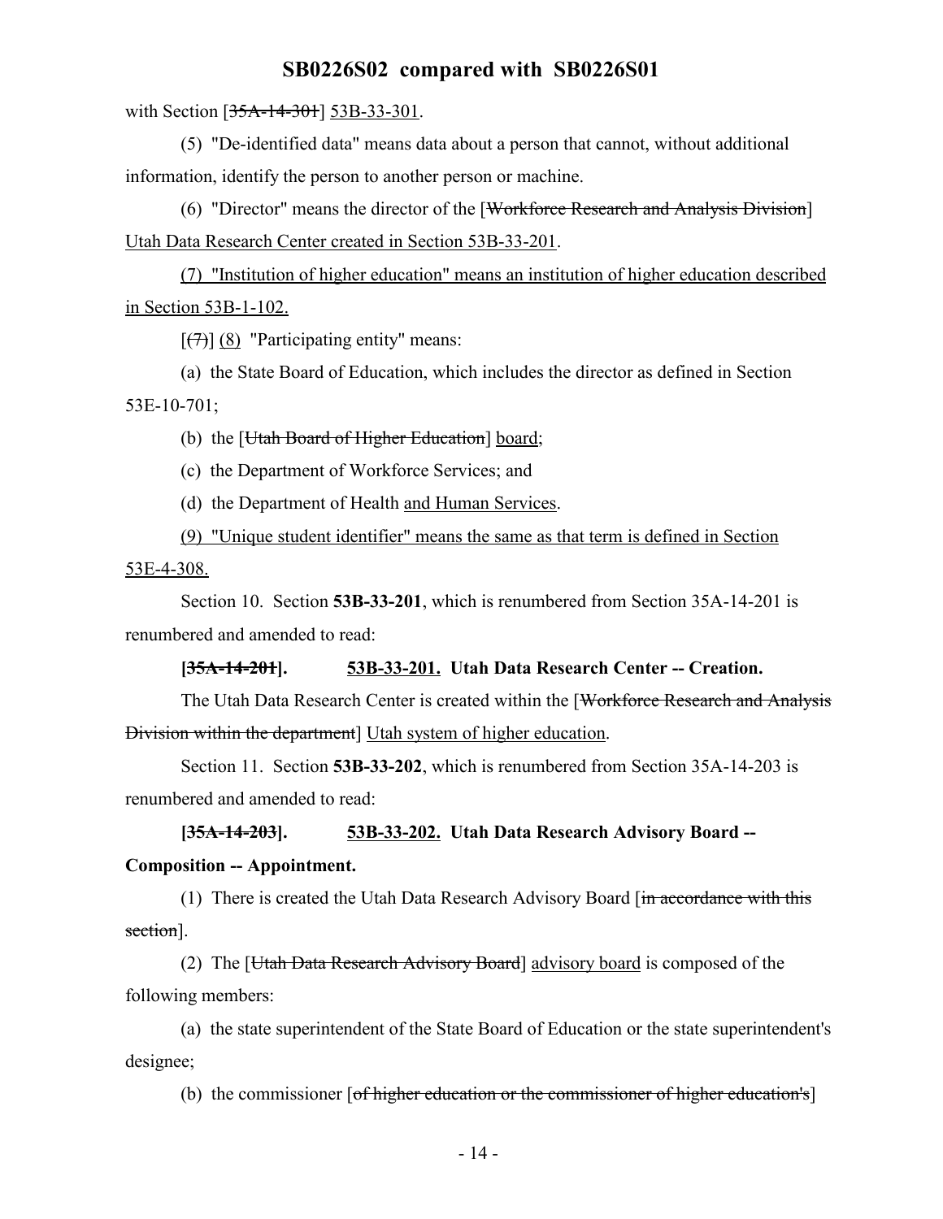with Section [35A-14-301] 53B-33-301.

(5) "De-identified data" means data about a person that cannot, without additional information, identify the person to another person or machine.

(6) "Director" means the director of the [Workforce Research and Analysis Division] Utah Data Research Center created in Section 53B-33-201.

(7) "Institution of higher education" means an institution of higher education described in Section 53B-1-102.

[(7)] (8) "Participating entity" means:

(a) the State Board of Education, which includes the director as defined in Section 53E-10-701;

(b) the [Utah Board of Higher Education] board;

(c) the Department of Workforce Services; and

(d) the Department of Health and Human Services.

(9) "Unique student identifier" means the same as that term is defined in Section 53E-4-308.

Section 10. Section **53B-33-201**, which is renumbered from Section 35A-14-201 is renumbered and amended to read:

**[35A-14-201]. 53B-33-201. Utah Data Research Center -- Creation.**

The Utah Data Research Center is created within the [Workforce Research and Analysis Division within the department] Utah system of higher education.

Section 11. Section **53B-33-202**, which is renumbered from Section 35A-14-203 is renumbered and amended to read:

**[35A-14-203]. 53B-33-202. Utah Data Research Advisory Board -- Composition -- Appointment.**

(1) There is created the Utah Data Research Advisory Board [in accordance with this section].

(2) The [Utah Data Research Advisory Board] advisory board is composed of the following members:

(a) the state superintendent of the State Board of Education or the state superintendent's designee;

(b) the commissioner [of higher education or the commissioner of higher education's]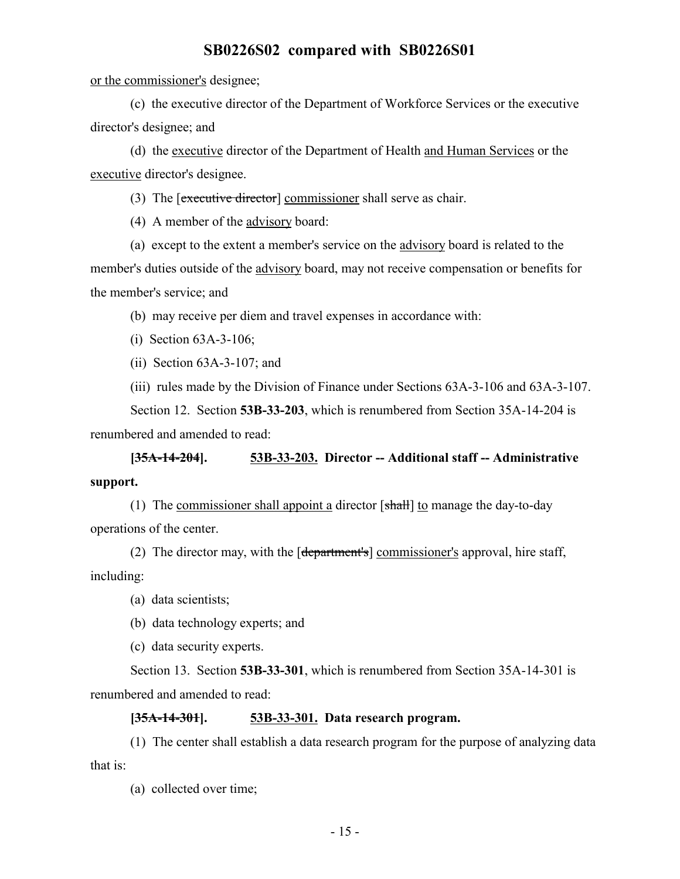or the commissioner's designee;

(c) the executive director of the Department of Workforce Services or the executive director's designee; and

(d) the executive director of the Department of Health and Human Services or the executive director's designee.

(3) The [~~executive director~~] commissioner shall serve as chair.

(4) A member of the advisory board:

(a) except to the extent a member's service on the advisory board is related to the member's duties outside of the advisory board, may not receive compensation or benefits for the member's service; and

(b) may receive per diem and travel expenses in accordance with:

(i) Section 63A-3-106;

(ii) Section 63A-3-107; and

(iii) rules made by the Division of Finance under Sections 63A-3-106 and 63A-3-107.

Section 12. Section **53B-33-203**, which is renumbered from Section 35A-14-204 is renumbered and amended to read:

**[~~35A-14-204~~]. 53B-33-203. Director -- Additional staff -- Administrative support.**

(1) The commissioner shall appoint a director [~~shall~~] to manage the day-to-day operations of the center.

(2) The director may, with the [~~department's~~] commissioner's approval, hire staff, including:

(a) data scientists;

(b) data technology experts; and

(c) data security experts.

Section 13. Section **53B-33-301**, which is renumbered from Section 35A-14-301 is renumbered and amended to read:

**[~~35A-14-301~~]. 53B-33-301. Data research program.**

(1) The center shall establish a data research program for the purpose of analyzing data that is:

(a) collected over time;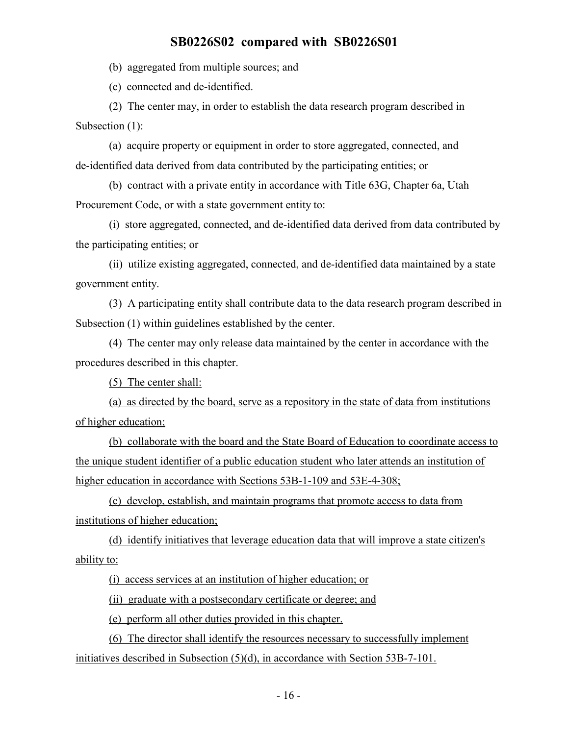(b) aggregated from multiple sources; and

(c) connected and de-identified.

(2) The center may, in order to establish the data research program described in Subsection (1):

(a) acquire property or equipment in order to store aggregated, connected, and de-identified data derived from data contributed by the participating entities; or

(b) contract with a private entity in accordance with Title 63G, Chapter 6a, Utah Procurement Code, or with a state government entity to:

(i) store aggregated, connected, and de-identified data derived from data contributed by the participating entities; or

(ii) utilize existing aggregated, connected, and de-identified data maintained by a state government entity.

(3) A participating entity shall contribute data to the data research program described in Subsection (1) within guidelines established by the center.

(4) The center may only release data maintained by the center in accordance with the procedures described in this chapter.

<u>(5) The center shall:</u>

<u>(a) as directed by the board, serve as a repository in the state of data from institutions of higher education;</u>

<u>(b) collaborate with the board and the State Board of Education to coordinate access to the unique student identifier of a public education student who later attends an institution of higher education in accordance with Sections 53B-1-109 and 53E-4-308;</u>

<u>(c) develop, establish, and maintain programs that promote access to data from institutions of higher education;</u>

<u>(d) identify initiatives that leverage education data that will improve a state citizen's ability to:</u>

<u>(i) access services at an institution of higher education; or</u>

<u>(ii) graduate with a postsecondary certificate or degree; and</u>

<u>(e) perform all other duties provided in this chapter.</u>

<u>(6) The director shall identify the resources necessary to successfully implement initiatives described in Subsection (5)(d), in accordance with Section 53B-7-101.</u>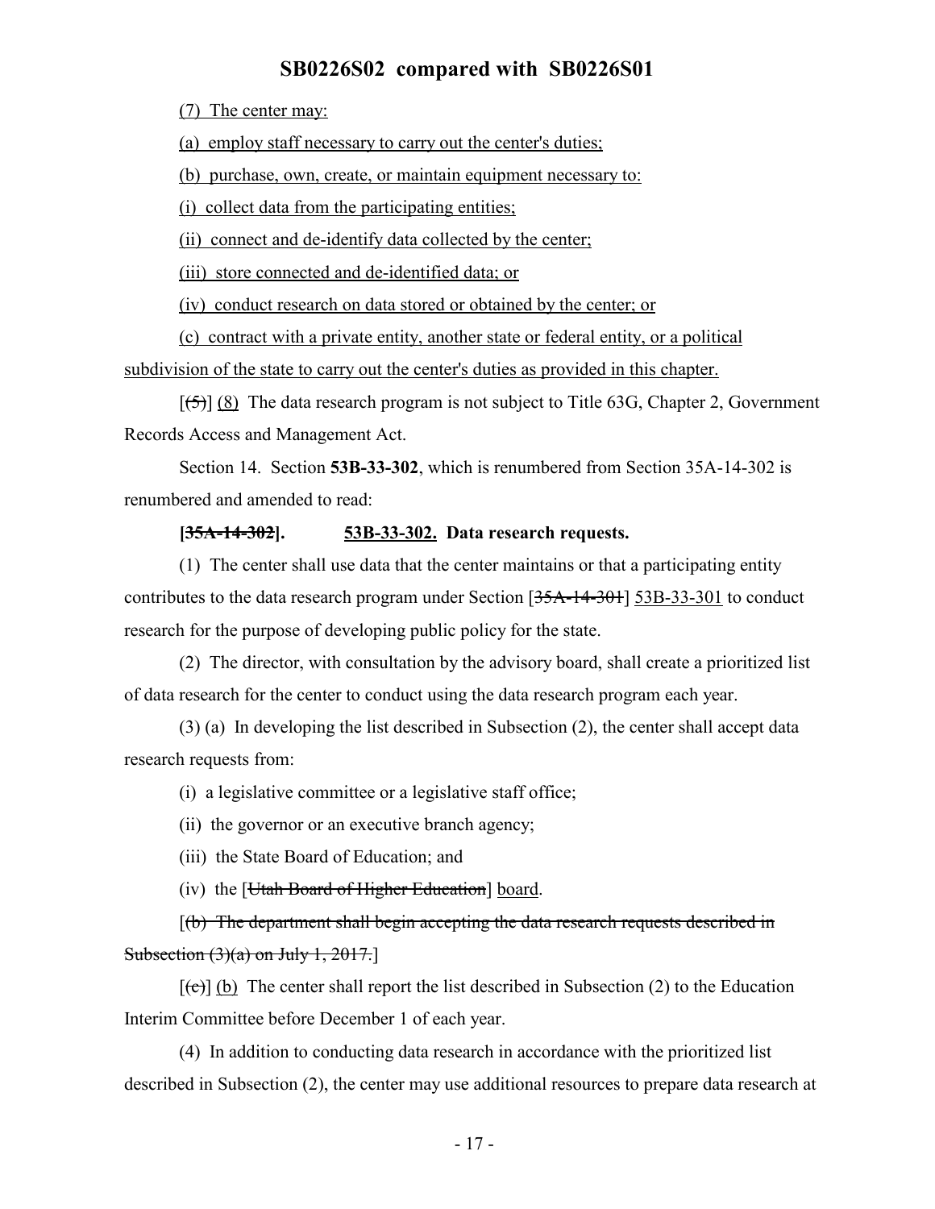(7) The center may:

(a) employ staff necessary to carry out the center's duties;

(b) purchase, own, create, or maintain equipment necessary to:

(i) collect data from the participating entities;

(ii) connect and de-identify data collected by the center;

(iii) store connected and de-identified data; or

(iv) conduct research on data stored or obtained by the center; or

(c) contract with a private entity, another state or federal entity, or a political subdivision of the state to carry out the center's duties as provided in this chapter.

[(5)] (8) The data research program is not subject to Title 63G, Chapter 2, Government Records Access and Management Act.

Section 14. Section **53B-33-302**, which is renumbered from Section 35A-14-302 is renumbered and amended to read:

**[35A-14-302]. 53B-33-302. Data research requests.**

(1) The center shall use data that the center maintains or that a participating entity contributes to the data research program under Section [35A-14-301] 53B-33-301 to conduct research for the purpose of developing public policy for the state.

(2) The director, with consultation by the advisory board, shall create a prioritized list of data research for the center to conduct using the data research program each year.

(3) (a) In developing the list described in Subsection (2), the center shall accept data research requests from:

(i) a legislative committee or a legislative staff office;

(ii) the governor or an executive branch agency;

(iii) the State Board of Education; and

(iv) the [Utah Board of Higher Education] board.

[(b) The department shall begin accepting the data research requests described in Subsection (3)(a) on July 1, 2017.]

[(c)] (b) The center shall report the list described in Subsection (2) to the Education Interim Committee before December 1 of each year.

(4) In addition to conducting data research in accordance with the prioritized list described in Subsection (2), the center may use additional resources to prepare data research at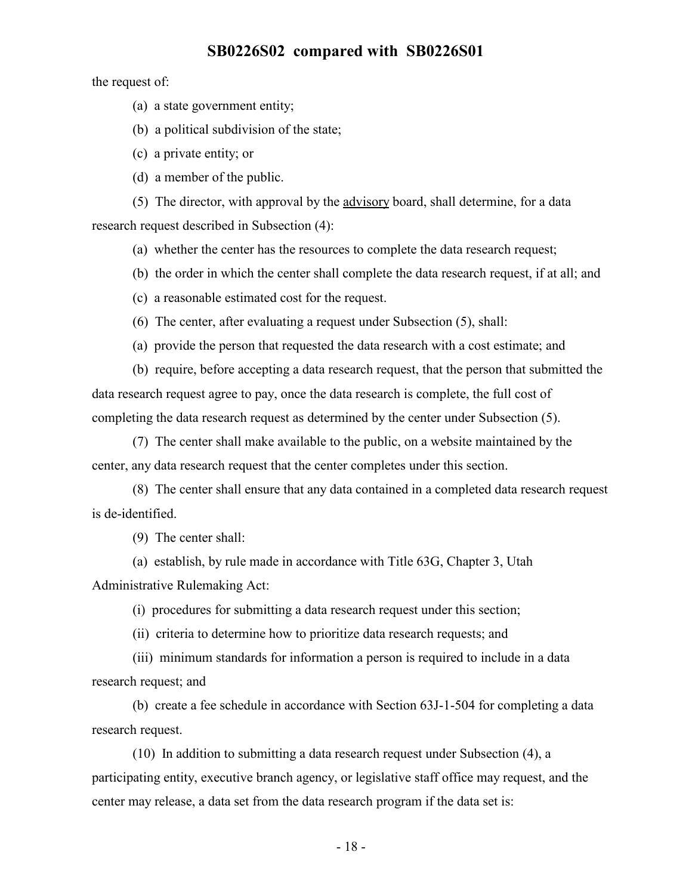the request of:

(a) a state government entity;

(b) a political subdivision of the state;

(c) a private entity; or

(d) a member of the public.

(5) The director, with approval by the <u>advisory</u> board, shall determine, for a data research request described in Subsection (4):

(a) whether the center has the resources to complete the data research request;

(b) the order in which the center shall complete the data research request, if at all; and

(c) a reasonable estimated cost for the request.

(6) The center, after evaluating a request under Subsection (5), shall:

(a) provide the person that requested the data research with a cost estimate; and

(b) require, before accepting a data research request, that the person that submitted the data research request agree to pay, once the data research is complete, the full cost of completing the data research request as determined by the center under Subsection (5).

(7) The center shall make available to the public, on a website maintained by the center, any data research request that the center completes under this section.

(8) The center shall ensure that any data contained in a completed data research request is de-identified.

(9) The center shall:

(a) establish, by rule made in accordance with Title 63G, Chapter 3, Utah Administrative Rulemaking Act:

(i) procedures for submitting a data research request under this section;

(ii) criteria to determine how to prioritize data research requests; and

(iii) minimum standards for information a person is required to include in a data research request; and

(b) create a fee schedule in accordance with Section 63J-1-504 for completing a data research request.

(10) In addition to submitting a data research request under Subsection (4), a participating entity, executive branch agency, or legislative staff office may request, and the center may release, a data set from the data research program if the data set is: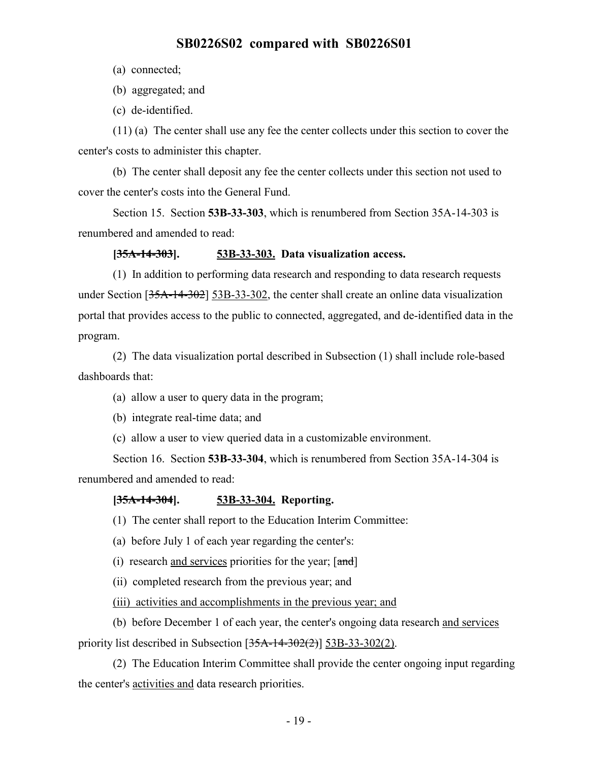(a) connected;

(b) aggregated; and

(c) de-identified.

(11) (a) The center shall use any fee the center collects under this section to cover the center's costs to administer this chapter.

(b) The center shall deposit any fee the center collects under this section not used to cover the center's costs into the General Fund.

Section 15. Section **53B-33-303**, which is renumbered from Section 35A-14-303 is renumbered and amended to read:

**[~~35A-14-303~~]. 53B-33-303. Data visualization access.**

(1) In addition to performing data research and responding to data research requests under Section [~~35A-14-302~~] 53B-33-302, the center shall create an online data visualization portal that provides access to the public to connected, aggregated, and de-identified data in the program.

(2) The data visualization portal described in Subsection (1) shall include role-based dashboards that:

(a) allow a user to query data in the program;

(b) integrate real-time data; and

(c) allow a user to view queried data in a customizable environment.

Section 16. Section **53B-33-304**, which is renumbered from Section 35A-14-304 is renumbered and amended to read:

**[~~35A-14-304~~]. 53B-33-304. Reporting.**

(1) The center shall report to the Education Interim Committee:

(a) before July 1 of each year regarding the center's:

(i) research and services priorities for the year; [~~and~~]

(ii) completed research from the previous year; and

(iii) activities and accomplishments in the previous year; and

(b) before December 1 of each year, the center's ongoing data research and services priority list described in Subsection [~~35A-14-302(2)~~] 53B-33-302(2).

(2) The Education Interim Committee shall provide the center ongoing input regarding the center's activities and data research priorities.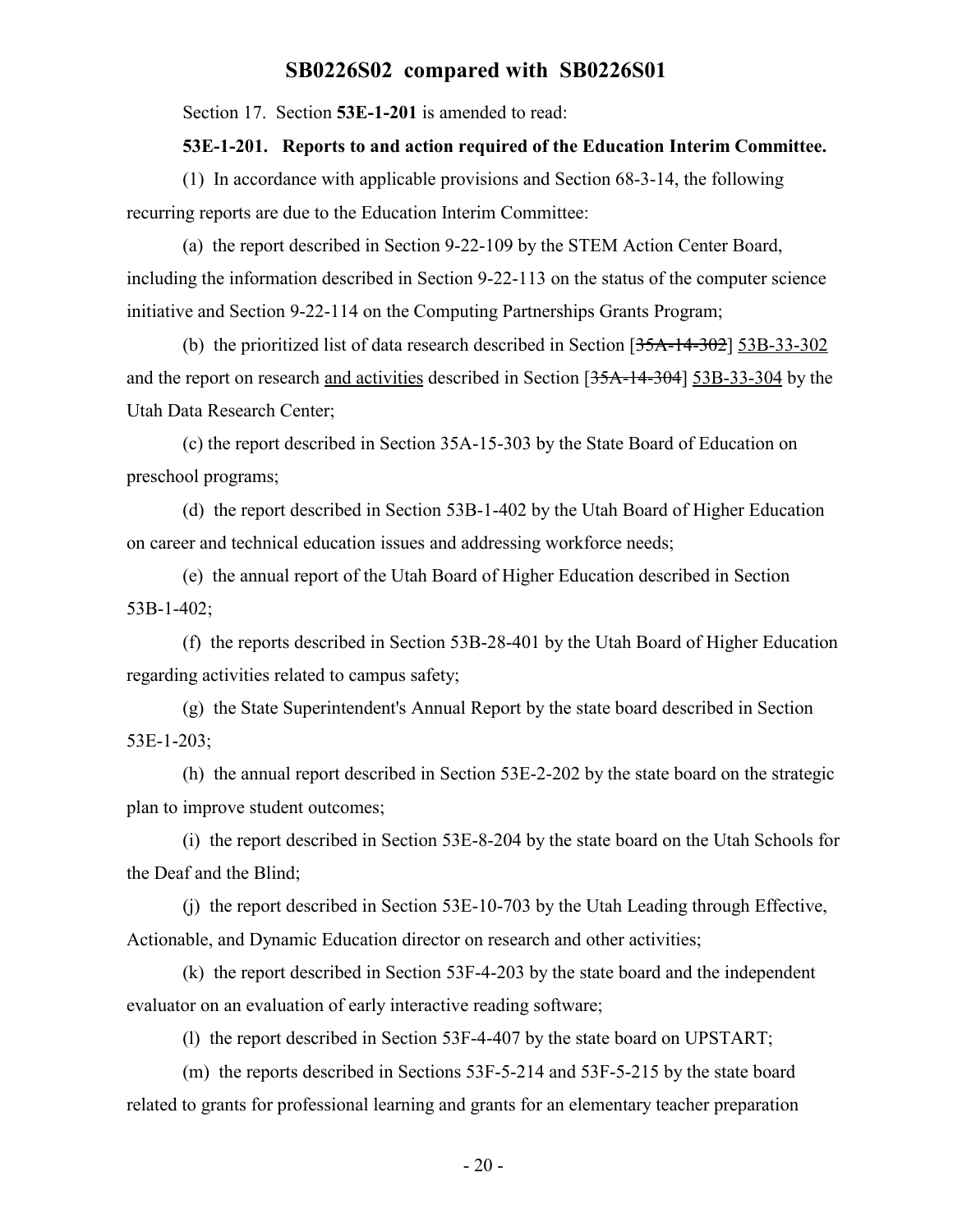Section 17. Section **53E-1-201** is amended to read:

**53E-1-201. Reports to and action required of the Education Interim Committee.**

(1) In accordance with applicable provisions and Section 68-3-14, the following recurring reports are due to the Education Interim Committee:

(a) the report described in Section 9-22-109 by the STEM Action Center Board, including the information described in Section 9-22-113 on the status of the computer science initiative and Section 9-22-114 on the Computing Partnerships Grants Program;

(b) the prioritized list of data research described in Section [~~35A-14-302~~] <u>53B-33-302</u> and the report on research <u>and activities</u> described in Section [~~35A-14-304~~] <u>53B-33-304</u> by the Utah Data Research Center;

(c) the report described in Section 35A-15-303 by the State Board of Education on preschool programs;

(d) the report described in Section 53B-1-402 by the Utah Board of Higher Education on career and technical education issues and addressing workforce needs;

(e) the annual report of the Utah Board of Higher Education described in Section 53B-1-402;

(f) the reports described in Section 53B-28-401 by the Utah Board of Higher Education regarding activities related to campus safety;

(g) the State Superintendent's Annual Report by the state board described in Section 53E-1-203;

(h) the annual report described in Section 53E-2-202 by the state board on the strategic plan to improve student outcomes;

(i) the report described in Section 53E-8-204 by the state board on the Utah Schools for the Deaf and the Blind;

(j) the report described in Section 53E-10-703 by the Utah Leading through Effective, Actionable, and Dynamic Education director on research and other activities;

(k) the report described in Section 53F-4-203 by the state board and the independent evaluator on an evaluation of early interactive reading software;

(l) the report described in Section 53F-4-407 by the state board on UPSTART;

(m) the reports described in Sections 53F-5-214 and 53F-5-215 by the state board related to grants for professional learning and grants for an elementary teacher preparation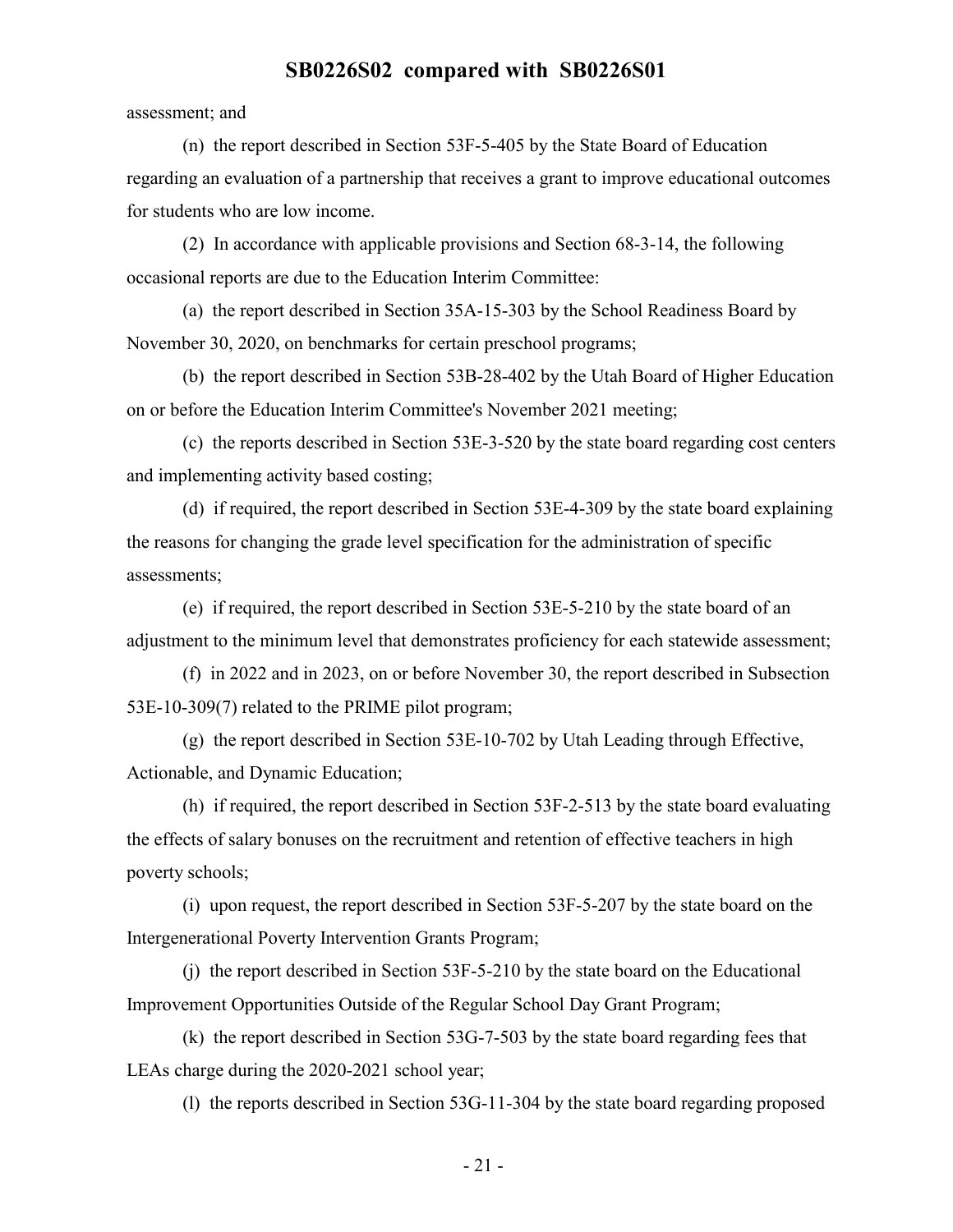assessment; and

(n) the report described in Section 53F-5-405 by the State Board of Education regarding an evaluation of a partnership that receives a grant to improve educational outcomes for students who are low income.

(2) In accordance with applicable provisions and Section 68-3-14, the following occasional reports are due to the Education Interim Committee:

(a) the report described in Section 35A-15-303 by the School Readiness Board by November 30, 2020, on benchmarks for certain preschool programs;

(b) the report described in Section 53B-28-402 by the Utah Board of Higher Education on or before the Education Interim Committee's November 2021 meeting;

(c) the reports described in Section 53E-3-520 by the state board regarding cost centers and implementing activity based costing;

(d) if required, the report described in Section 53E-4-309 by the state board explaining the reasons for changing the grade level specification for the administration of specific assessments;

(e) if required, the report described in Section 53E-5-210 by the state board of an adjustment to the minimum level that demonstrates proficiency for each statewide assessment;

(f) in 2022 and in 2023, on or before November 30, the report described in Subsection 53E-10-309(7) related to the PRIME pilot program;

(g) the report described in Section 53E-10-702 by Utah Leading through Effective, Actionable, and Dynamic Education;

(h) if required, the report described in Section 53F-2-513 by the state board evaluating the effects of salary bonuses on the recruitment and retention of effective teachers in high poverty schools;

(i) upon request, the report described in Section 53F-5-207 by the state board on the Intergenerational Poverty Intervention Grants Program;

(j) the report described in Section 53F-5-210 by the state board on the Educational Improvement Opportunities Outside of the Regular School Day Grant Program;

(k) the report described in Section 53G-7-503 by the state board regarding fees that LEAs charge during the 2020-2021 school year;

(l) the reports described in Section 53G-11-304 by the state board regarding proposed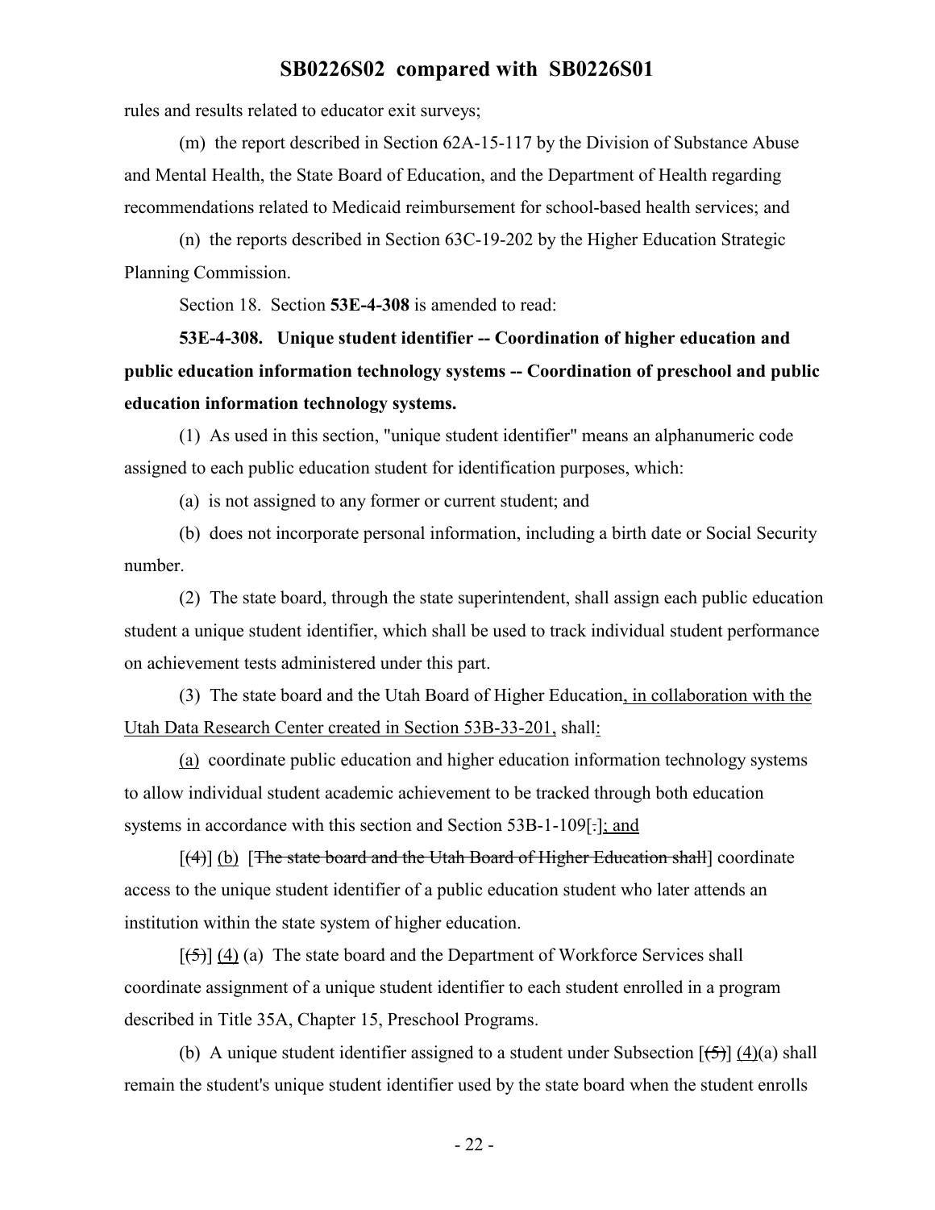rules and results related to educator exit surveys;

(m) the report described in Section 62A-15-117 by the Division of Substance Abuse and Mental Health, the State Board of Education, and the Department of Health regarding recommendations related to Medicaid reimbursement for school-based health services; and

(n) the reports described in Section 63C-19-202 by the Higher Education Strategic Planning Commission.

Section 18. Section **53E-4-308** is amended to read:

**53E-4-308. Unique student identifier -- Coordination of higher education and public education information technology systems -- Coordination of preschool and public education information technology systems.**

(1) As used in this section, "unique student identifier" means an alphanumeric code assigned to each public education student for identification purposes, which:

(a) is not assigned to any former or current student; and

(b) does not incorporate personal information, including a birth date or Social Security number.

(2) The state board, through the state superintendent, shall assign each public education student a unique student identifier, which shall be used to track individual student performance on achievement tests administered under this part.

(3) The state board and the Utah Board of Higher Education, in collaboration with the Utah Data Research Center created in Section 53B-33-201, shall:

(a) coordinate public education and higher education information technology systems to allow individual student academic achievement to be tracked through both education systems in accordance with this section and Section 53B-1-109[.]; and

[(4)] (b) [The state board and the Utah Board of Higher Education shall] coordinate access to the unique student identifier of a public education student who later attends an institution within the state system of higher education.

[(5)] (4) (a) The state board and the Department of Workforce Services shall coordinate assignment of a unique student identifier to each student enrolled in a program described in Title 35A, Chapter 15, Preschool Programs.

(b) A unique student identifier assigned to a student under Subsection [(5)] (4)(a) shall remain the student's unique student identifier used by the state board when the student enrolls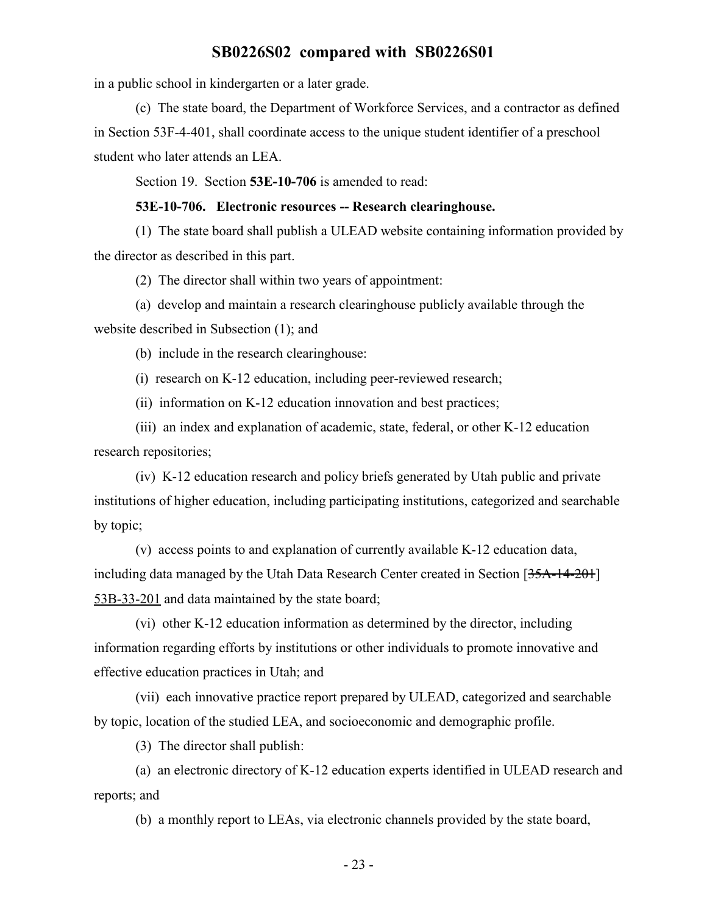in a public school in kindergarten or a later grade.

(c) The state board, the Department of Workforce Services, and a contractor as defined in Section 53F-4-401, shall coordinate access to the unique student identifier of a preschool student who later attends an LEA.

Section 19. Section **53E-10-706** is amended to read:

**53E-10-706. Electronic resources -- Research clearinghouse.**

(1) The state board shall publish a ULEAD website containing information provided by the director as described in this part.

(2) The director shall within two years of appointment:

(a) develop and maintain a research clearinghouse publicly available through the website described in Subsection (1); and

(b) include in the research clearinghouse:

(i) research on K-12 education, including peer-reviewed research;

(ii) information on K-12 education innovation and best practices;

(iii) an index and explanation of academic, state, federal, or other K-12 education research repositories;

(iv) K-12 education research and policy briefs generated by Utah public and private institutions of higher education, including participating institutions, categorized and searchable by topic;

(v) access points to and explanation of currently available K-12 education data, including data managed by the Utah Data Research Center created in Section [~~35A-14-201~~] 53B-33-201 and data maintained by the state board;

(vi) other K-12 education information as determined by the director, including information regarding efforts by institutions or other individuals to promote innovative and effective education practices in Utah; and

(vii) each innovative practice report prepared by ULEAD, categorized and searchable by topic, location of the studied LEA, and socioeconomic and demographic profile.

(3) The director shall publish:

(a) an electronic directory of K-12 education experts identified in ULEAD research and reports; and

(b) a monthly report to LEAs, via electronic channels provided by the state board,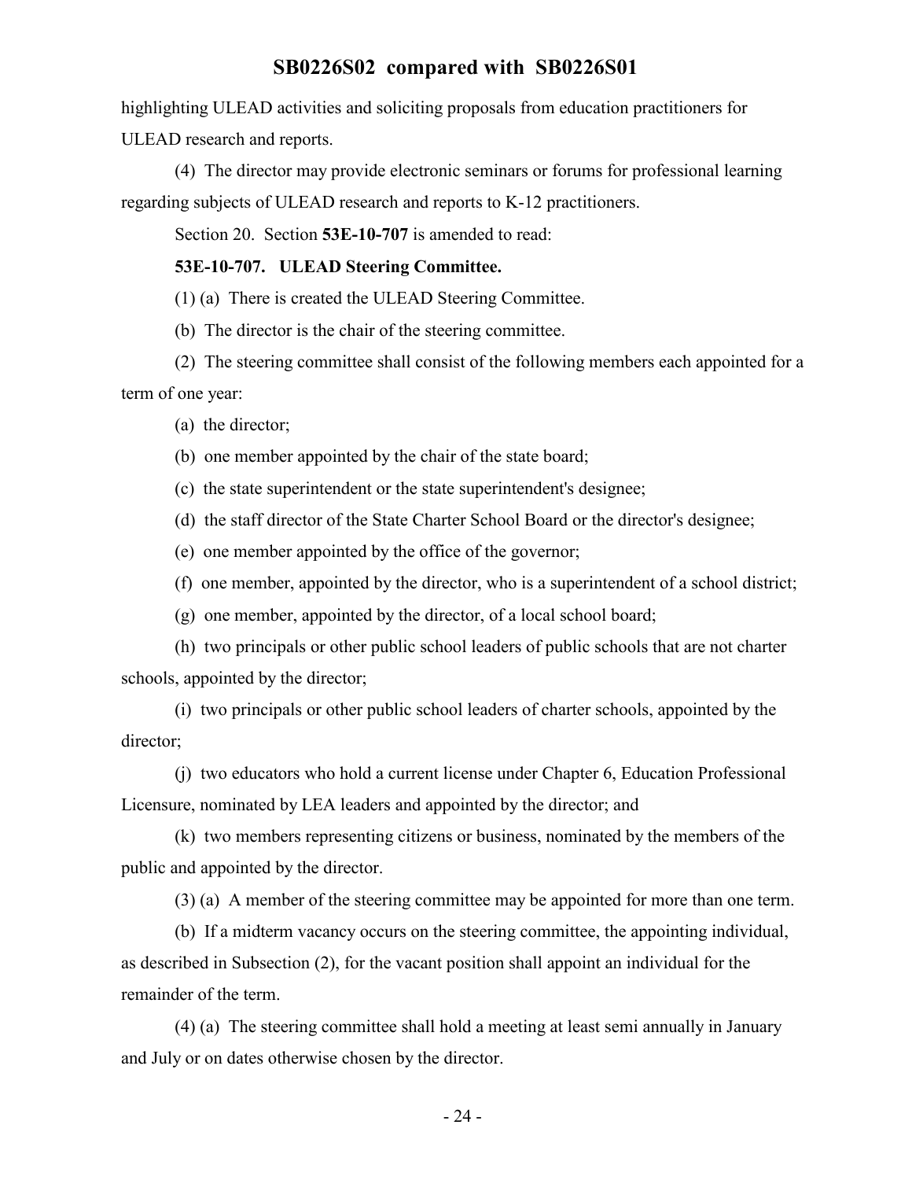highlighting ULEAD activities and soliciting proposals from education practitioners for ULEAD research and reports.

(4) The director may provide electronic seminars or forums for professional learning regarding subjects of ULEAD research and reports to K-12 practitioners.

Section 20. Section **53E-10-707** is amended to read:

**53E-10-707. ULEAD Steering Committee.**

(1) (a) There is created the ULEAD Steering Committee.

(b) The director is the chair of the steering committee.

(2) The steering committee shall consist of the following members each appointed for a term of one year:

(a) the director;

(b) one member appointed by the chair of the state board;

(c) the state superintendent or the state superintendent's designee;

(d) the staff director of the State Charter School Board or the director's designee;

(e) one member appointed by the office of the governor;

(f) one member, appointed by the director, who is a superintendent of a school district;

(g) one member, appointed by the director, of a local school board;

(h) two principals or other public school leaders of public schools that are not charter schools, appointed by the director;

(i) two principals or other public school leaders of charter schools, appointed by the director;

(j) two educators who hold a current license under Chapter 6, Education Professional Licensure, nominated by LEA leaders and appointed by the director; and

(k) two members representing citizens or business, nominated by the members of the public and appointed by the director.

(3) (a) A member of the steering committee may be appointed for more than one term.

(b) If a midterm vacancy occurs on the steering committee, the appointing individual, as described in Subsection (2), for the vacant position shall appoint an individual for the remainder of the term.

(4) (a) The steering committee shall hold a meeting at least semi annually in January and July or on dates otherwise chosen by the director.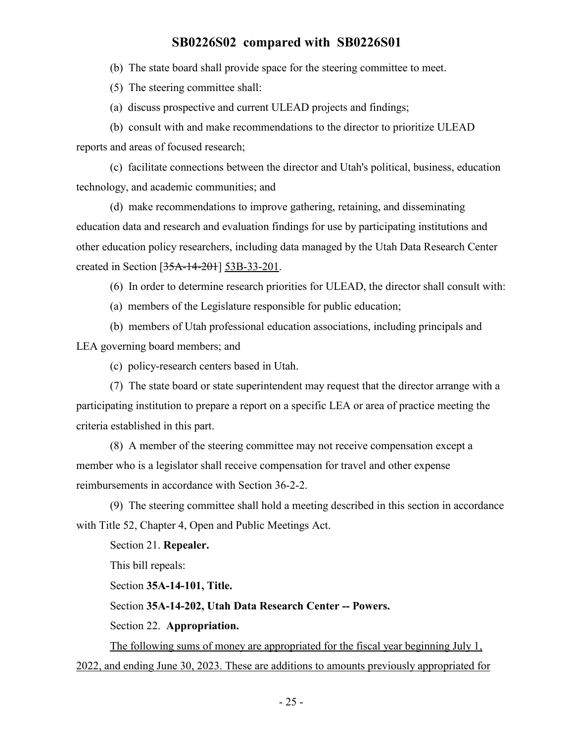(b) The state board shall provide space for the steering committee to meet.

(5) The steering committee shall:

(a) discuss prospective and current ULEAD projects and findings;

(b) consult with and make recommendations to the director to prioritize ULEAD reports and areas of focused research;

(c) facilitate connections between the director and Utah's political, business, education technology, and academic communities; and

(d) make recommendations to improve gathering, retaining, and disseminating education data and research and evaluation findings for use by participating institutions and other education policy researchers, including data managed by the Utah Data Research Center created in Section [~~35A-14-201~~] <u>53B-33-201</u>.

(6) In order to determine research priorities for ULEAD, the director shall consult with:

(a) members of the Legislature responsible for public education;

(b) members of Utah professional education associations, including principals and LEA governing board members; and

(c) policy-research centers based in Utah.

(7) The state board or state superintendent may request that the director arrange with a participating institution to prepare a report on a specific LEA or area of practice meeting the criteria established in this part.

(8) A member of the steering committee may not receive compensation except a member who is a legislator shall receive compensation for travel and other expense reimbursements in accordance with Section 36-2-2.

(9) The steering committee shall hold a meeting described in this section in accordance with Title 52, Chapter 4, Open and Public Meetings Act.

Section 21. **Repealer.**

This bill repeals:

Section **35A-14-101, Title.**

Section **35A-14-202, Utah Data Research Center -- Powers.**

Section 22. **Appropriation.**

<u>The following sums of money are appropriated for the fiscal year beginning July 1, 2022, and ending June 30, 2023. These are additions to amounts previously appropriated for</u>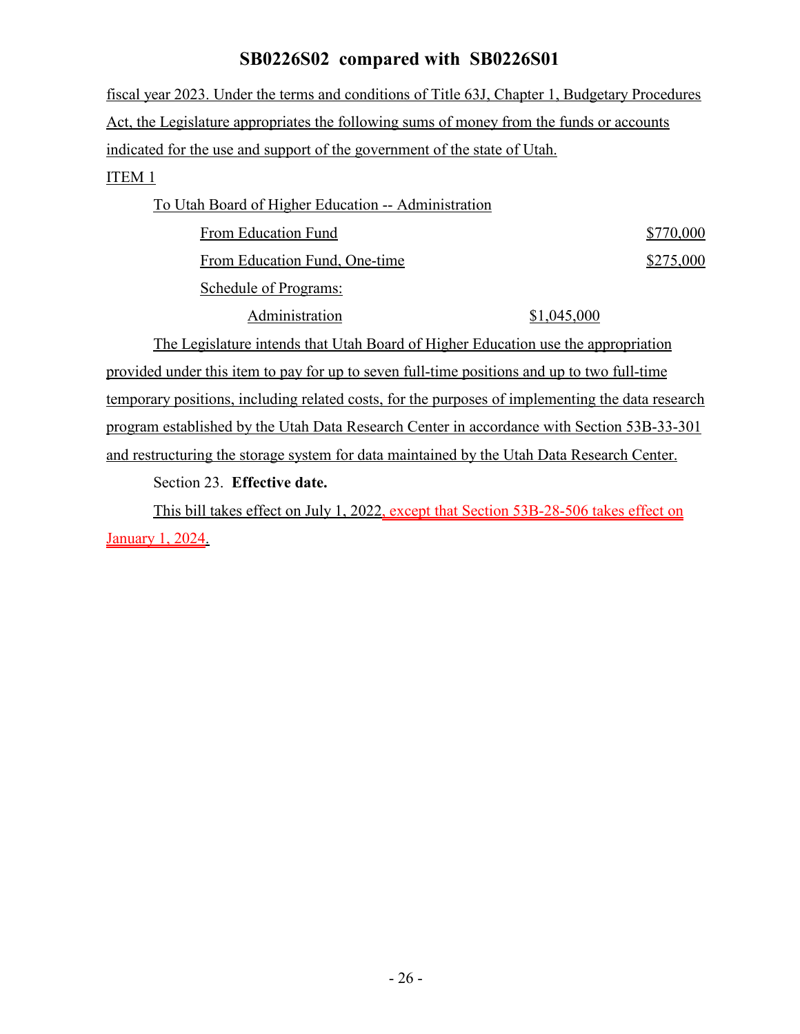fiscal year 2023. Under the terms and conditions of Title 63J, Chapter 1, Budgetary Procedures Act, the Legislature appropriates the following sums of money from the funds or accounts indicated for the use and support of the government of the state of Utah.

ITEM 1

To Utah Board of Higher Education -- Administration

| | | |
|---|---|---|
| From Education Fund | | $770,000 |
| From Education Fund, One-time | | $275,000 |
| Schedule of Programs: | | |
| Administration | $1,045,000 | |

The Legislature intends that Utah Board of Higher Education use the appropriation provided under this item to pay for up to seven full-time positions and up to two full-time temporary positions, including related costs, for the purposes of implementing the data research program established by the Utah Data Research Center in accordance with Section 53B-33-301 and restructuring the storage system for data maintained by the Utah Data Research Center.

Section 23. **Effective date.**

This bill takes effect on July 1, 2022, except that Section 53B-28-506 takes effect on January 1, 2024.